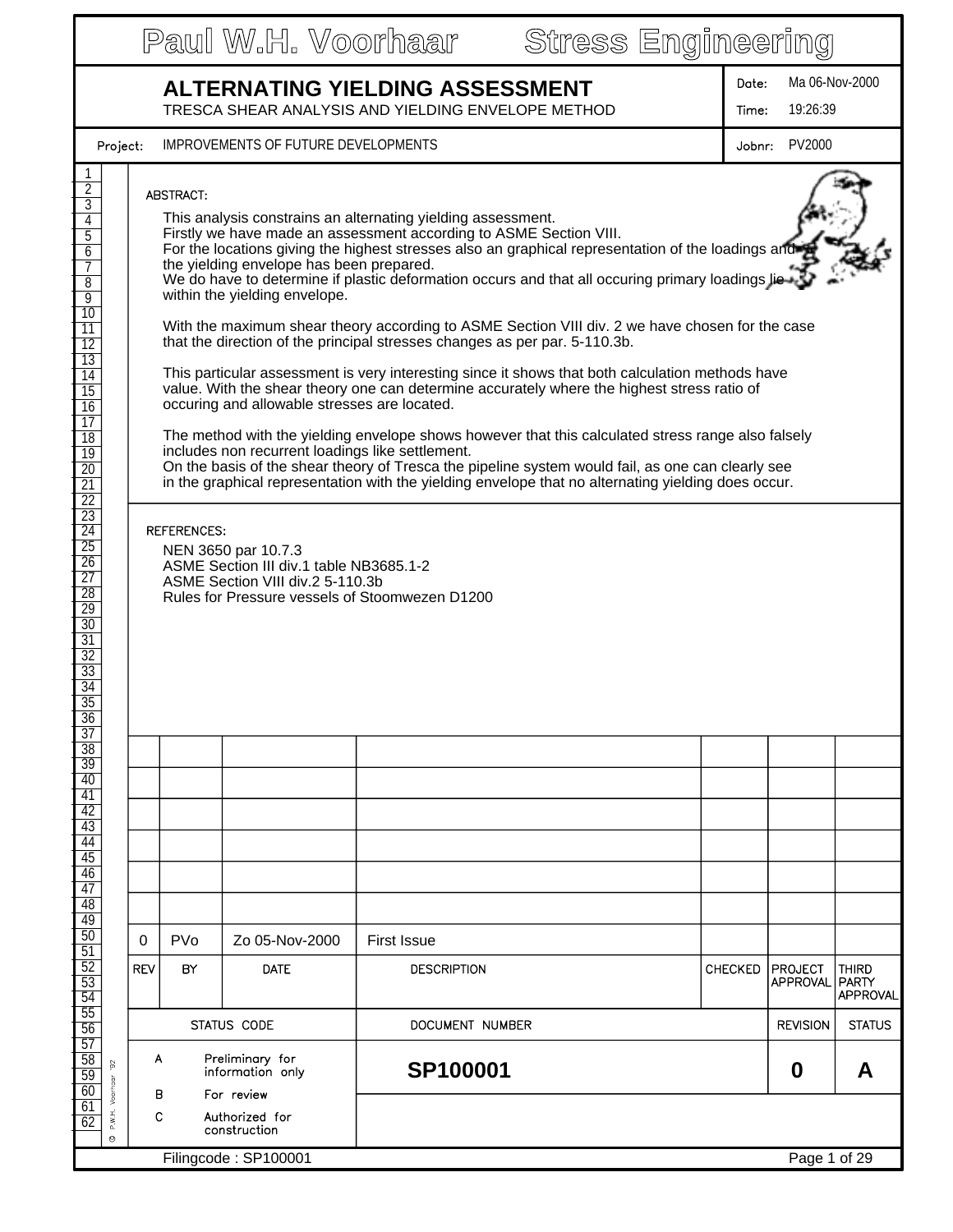# Paul W.H. Voorhaar Stress Engineering

## ALTERNATING YIELDING ASSESSMENT

TRESCA SHEAR ANALYSIS AND YIELDING ENVELOPE METHOD

Date: Ma 06-Nov-2000
Time: 19:26:39

Project: IMPROVEMENTS OF FUTURE DEVELOPMENTS
Jobnr: PV2000

### ABSTRACT:

This analysis constrains an alternating yielding assessment.
Firstly we have made an assessment according to ASME Section VIII.
For the locations giving the highest stresses also an graphical representation of the loadings and the yielding envelope has been prepared.
We do have to determine if plastic deformation occurs and that all occuring primary loadings lie within the yielding envelope.

With the maximum shear theory according to ASME Section VIII div. 2 we have chosen for the case that the direction of the principal stresses changes as per par. 5-110.3b.

This particular assessment is very interesting since it shows that both calculation methods have value. With the shear theory one can determine accurately where the highest stress ratio of occuring and allowable stresses are located.

The method with the yielding envelope shows however that this calculated stress range also falsely includes non recurrent loadings like settlement.
On the basis of the shear theory of Tresca the pipeline system would fail, as one can clearly see in the graphical representation with the yielding envelope that no alternating yielding does occur.

### REFERENCES:

NEN 3650 par 10.7.3
ASME Section III div.1 table NB3685.1-2
ASME Section VIII div.2 5-110.3b
Rules for Pressure vessels of Stoomwezen D1200

| REV | BY | DATE | DESCRIPTION | CHECKED | PROJECT APPROVAL | THIRD PARTY APPROVAL |
|---|---|---|---|---|---|---|
| 0 | PVo | Zo 05-Nov-2000 | First Issue | | | |

| STATUS CODE | DOCUMENT NUMBER | REVISION | STATUS |
|---|---|---|---|
| A Preliminary for information only | SP100001 | 0 | A |
| B For review | | | |
| C Authorized for construction | | | |

Filingcode : SP100001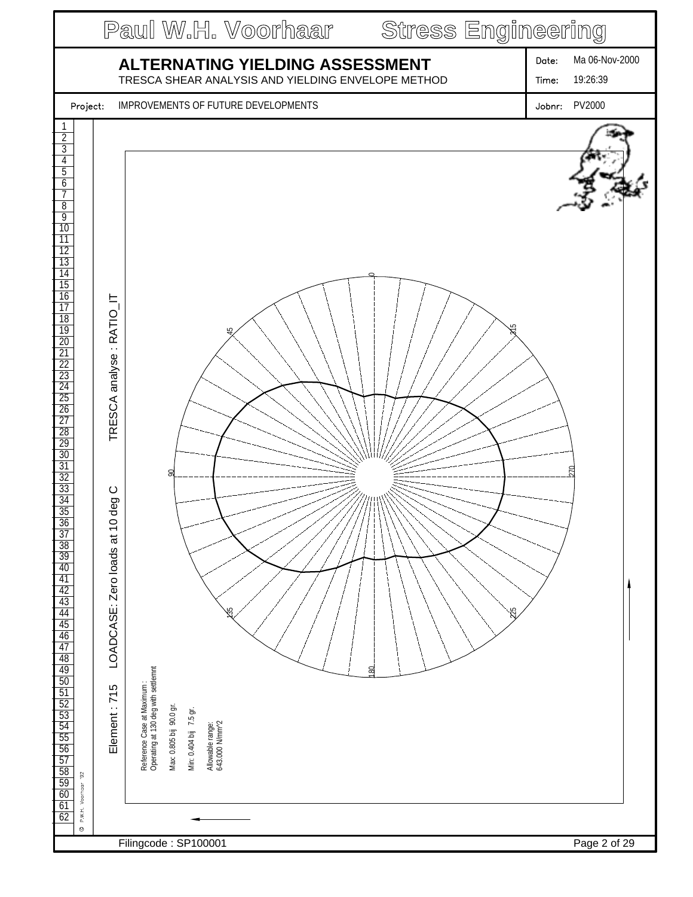# Paul W.H. Voorhaar Stress Engineering

## ALTERNATING YIELDING ASSESSMENT

TRESCA SHEAR ANALYSIS AND YIELDING ENVELOPE METHOD

| | |
|---|---|
| Date: | Ma 06-Nov-2000 |
| Time: | 19:26:39 |
| Jobnr: | PV2000 |

Project: IMPROVEMENTS OF FUTURE DEVELOPMENTS

Element : 715 LOADCASE: Zero loads at 10 deg C TRESCA analyse : RATIO_IT

0 45 90 135 180 225 270 315

Reference Case at Maximum :
Operating at 130 deg with settlemnt

Max: 0.805 bij 90.0 gr.

Min: 0.404 bij 7.5 gr.

Allowable range:
643.000 N/mm^2

Filingcode : SP100001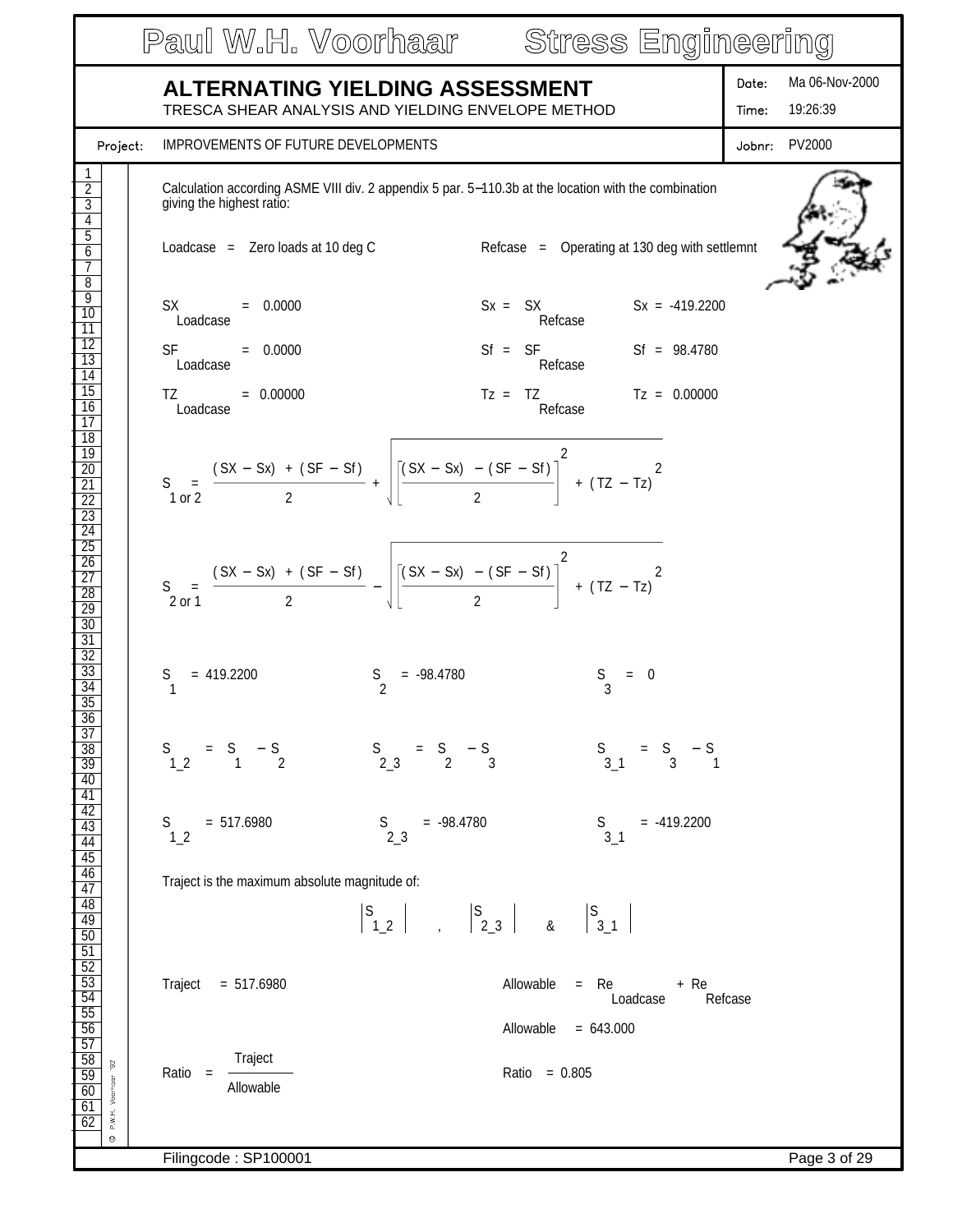## ALTERNATING YIELDING ASSESSMENT

TRESCA SHEAR ANALYSIS AND YIELDING ENVELOPE METHOD

Date: Ma 06-Nov-2000
Time: 19:26:39

Project: IMPROVEMENTS OF FUTURE DEVELOPMENTS

Jobnr: PV2000

Calculation according ASME VIII div. 2 appendix 5 par. 5–110.3b at the location with the combination giving the highest ratio:

Loadcase = Zero loads at 10 deg C

Refcase = Operating at 130 deg with settlemnt

$SX_{Loadcase} = 0.0000$

$Sx = SX_{Refcase}$

$Sx = -419.2200$

$SF_{Loadcase} = 0.0000$

$Sf = SF_{Refcase}$

$Sf = 98.4780$

$TZ_{Loadcase} = 0.00000$

$Tz = TZ_{Refcase}$

$Tz = 0.00000$

$$S_{1\ or\ 2} = \frac{(SX - Sx) + (SF - Sf)}{2} + \sqrt{\left[\frac{(SX - Sx) - (SF - Sf)}{2}\right]^2 + (TZ - Tz)^2}$$

$$S_{2\ or\ 1} = \frac{(SX - Sx) + (SF - Sf)}{2} - \sqrt{\left[\frac{(SX - Sx) - (SF - Sf)}{2}\right]^2 + (TZ - Tz)^2}$$

$S_1 = 419.2200$

$S_2 = -98.4780$

$S_3 = 0$

$S_{1\_2} = S_1 - S_2$

$S_{2\_3} = S_2 - S_3$

$S_{3\_1} = S_3 - S_1$

$S_{1\_2} = 517.6980$

$S_{2\_3} = -98.4780$

$S_{3\_1} = -419.2200$

Traject is the maximum absolute magnitude of:

$$\left|S_{1\_2}\right| \quad , \quad \left|S_{2\_3}\right| \quad \& \quad \left|S_{3\_1}\right|$$

Traject = 517.6980

$Allowable = Re_{Loadcase} + Re_{Refcase}$

Allowable = 643.000

$$Ratio = \frac{Traject}{Allowable}$$

Ratio = 0.805

Filingcode : SP100001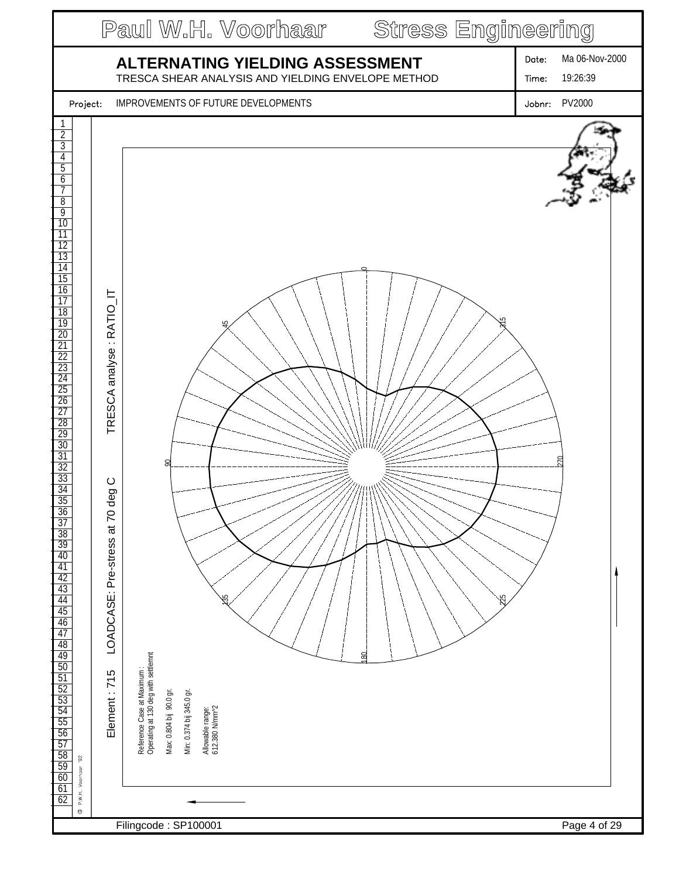# Paul W.H. Voorhaar Stress Engineering

## ALTERNATING YIELDING ASSESSMENT

TRESCA SHEAR ANALYSIS AND YIELDING ENVELOPE METHOD

Date: Ma 06-Nov-2000

Time: 19:26:39

Project: IMPROVEMENTS OF FUTURE DEVELOPMENTS

Jobnr: PV2000

Element : 715 LOADCASE: Pre-stress at 70 deg C TRESCA analyse : RATIO_IT

Reference Case at Maximum :
Operating at 130 deg with settlemnt

Max: 0.804 bij 90.0 gr.

Min: 0.374 bij 345.0 gr.

Allowable range:
612.380 N/mm^2

0 45 90 135 180 225 270 315

Filingcode : SP100001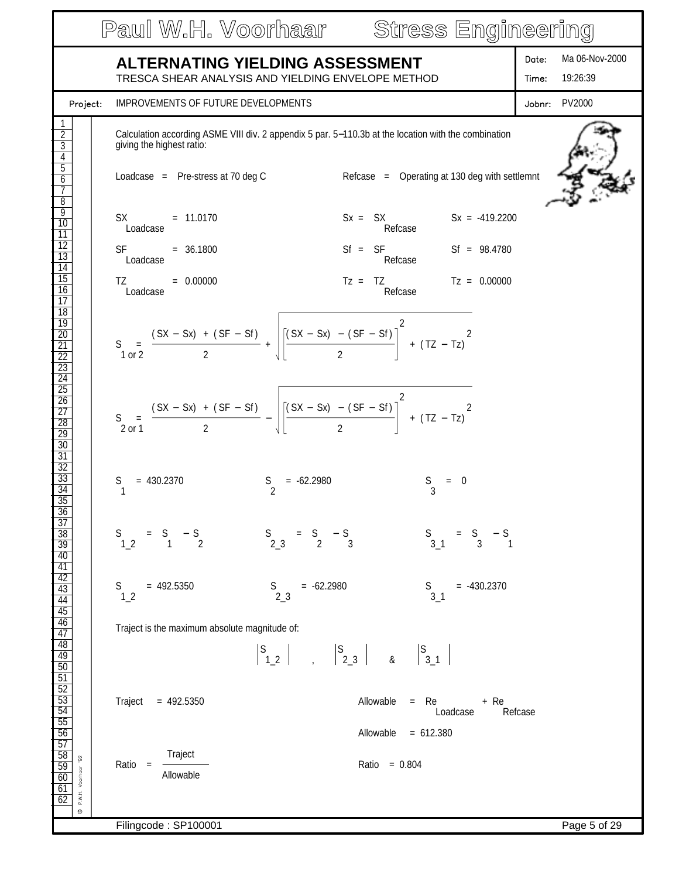# ALTERNATING YIELDING ASSESSMENT

TRESCA SHEAR ANALYSIS AND YIELDING ENVELOPE METHOD

Date: Ma 06-Nov-2000

Time: 19:26:39

Project: IMPROVEMENTS OF FUTURE DEVELOPMENTS

Jobnr: PV2000

Calculation according ASME VIII div. 2 appendix 5 par. 5–110.3b at the location with the combination giving the highest ratio:

Loadcase = Pre-stress at 70 deg C

Refcase = Operating at 130 deg with settlemnt

$SX_{Loadcase} = 11.0170$ $\qquad Sx = SX_{Refcase}$ $\qquad Sx = -419.2200$

$SF_{Loadcase} = 36.1800$ $\qquad Sf = SF_{Refcase}$ $\qquad Sf = 98.4780$

$TZ_{Loadcase} = 0.00000$ $\qquad Tz = TZ_{Refcase}$ $\qquad Tz = 0.00000$

$$S_{1\ or\ 2} = \frac{(SX - Sx) + (SF - Sf)}{2} + \sqrt{\left[\frac{(SX - Sx) - (SF - Sf)}{2}\right]^2 + (TZ - Tz)^2}$$

$$S_{2\ or\ 1} = \frac{(SX - Sx) + (SF - Sf)}{2} - \sqrt{\left[\frac{(SX - Sx) - (SF - Sf)}{2}\right]^2 + (TZ - Tz)^2}$$

$S_1 = 430.2370$ $\qquad S_2 = -62.2980$ $\qquad S_3 = 0$

$S_{1\_2} = S_1 - S_2$ $\qquad S_{2\_3} = S_2 - S_3$ $\qquad S_{3\_1} = S_3 - S_1$

$S_{1\_2} = 492.5350$ $\qquad S_{2\_3} = -62.2980$ $\qquad S_{3\_1} = -430.2370$

Traject is the maximum absolute magnitude of:

$$\left|S_{1\_2}\right| \quad , \quad \left|S_{2\_3}\right| \quad \& \quad \left|S_{3\_1}\right|$$

Traject = 492.5350

Allowable $= Re_{Loadcase} + Re_{Refcase}$

Allowable = 612.380

$$Ratio = \frac{Traject}{Allowable}$$

Ratio = 0.804

Filingcode : SP100001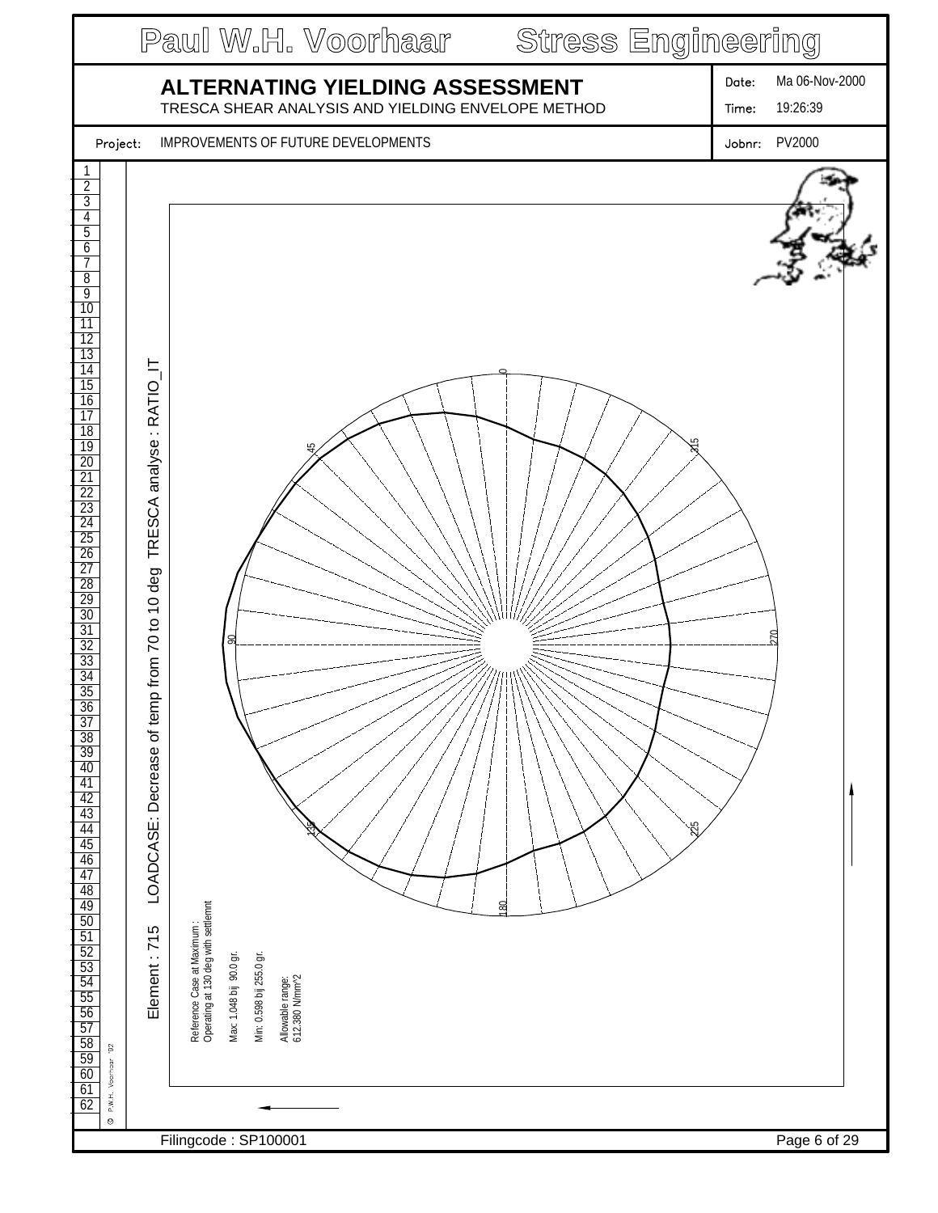Paul W.H. Voorhaar Stress Engineering

# ALTERNATING YIELDING ASSESSMENT

TRESCA SHEAR ANALYSIS AND YIELDING ENVELOPE METHOD

Date: Ma 06-Nov-2000

Time: 19:26:39

Project: IMPROVEMENTS OF FUTURE DEVELOPMENTS

Jobnr: PV2000

Element : 715 LOADCASE: Decrease of temp from 70 to 10 deg TRESCA analyse : RATIO_IT

0

45

90

135

180

225

270

315

Reference Case at Maximum :
Operating at 130 deg with settlemnt

Max: 1.048 bij 90.0 gr.

Min: 0.598 bij 255.0 gr.

Allowable range:
612.380 N/mm^2

© P.W.H. Voorhaar '92

Filingcode : SP100001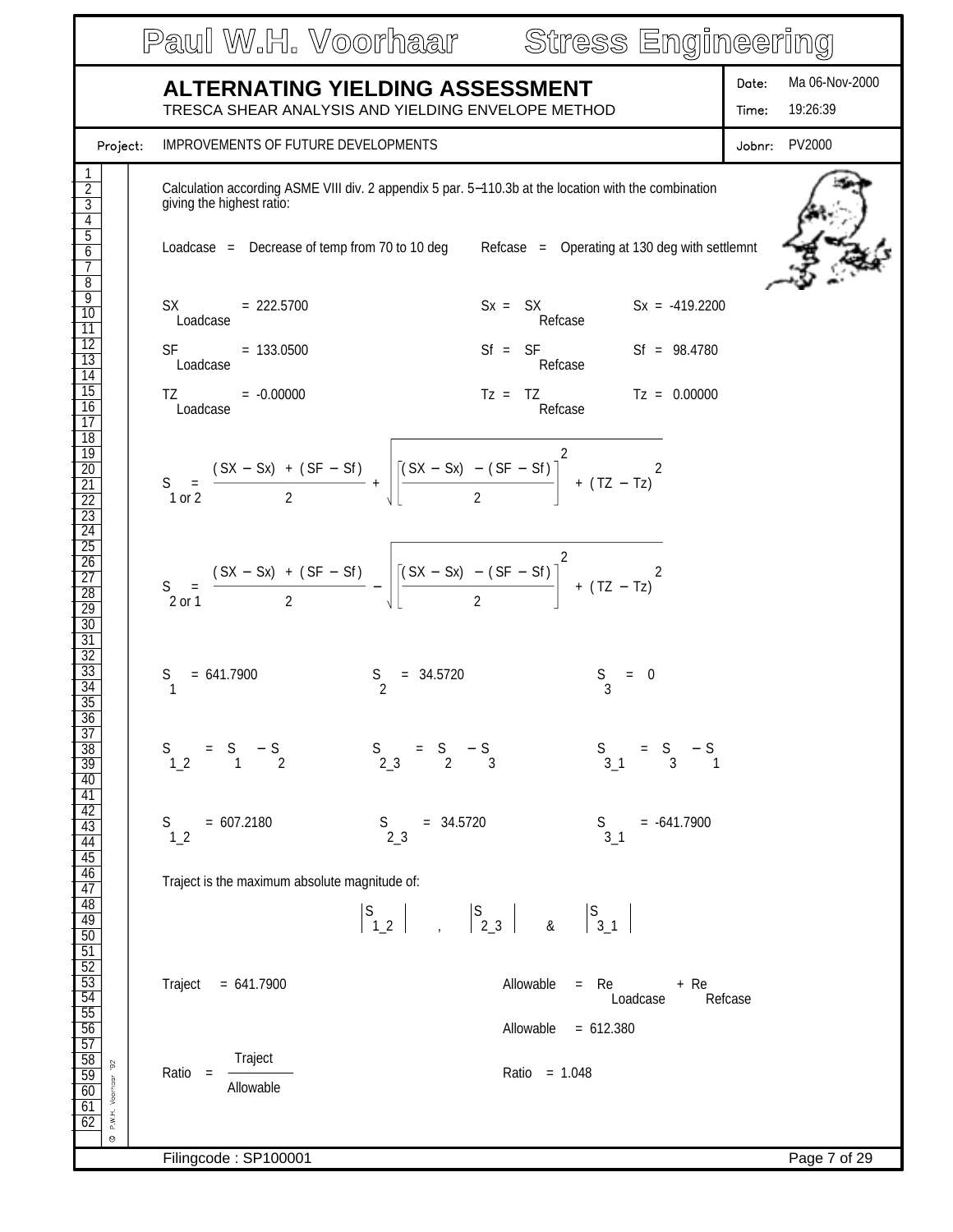**Paul W.H. Voorhaar — Stress Engineering**

## ALTERNATING YIELDING ASSESSMENT

TRESCA SHEAR ANALYSIS AND YIELDING ENVELOPE METHOD

Date: Ma 06-Nov-2000
Time: 19:26:39

Project: IMPROVEMENTS OF FUTURE DEVELOPMENTS
Jobnr: PV2000

Calculation according ASME VIII div. 2 appendix 5 par. 5–110.3b at the location with the combination giving the highest ratio:

Loadcase = Decrease of temp from 70 to 10 deg    Refcase = Operating at 130 deg with settlemnt

$SX_{Loadcase} = 222.5700$    $Sx = SX_{Refcase}$    $Sx = -419.2200$

$SF_{Loadcase} = 133.0500$    $Sf = SF_{Refcase}$    $Sf = 98.4780$

$TZ_{Loadcase} = -0.00000$    $Tz = TZ_{Refcase}$    $Tz = 0.00000$

$$S_{1 \text{ or } 2} = \frac{(SX - Sx) + (SF - Sf)}{2} + \sqrt{\left[\frac{(SX - Sx) - (SF - Sf)}{2}\right]^2 + (TZ - Tz)^2}$$

$$S_{2 \text{ or } 1} = \frac{(SX - Sx) + (SF - Sf)}{2} - \sqrt{\left[\frac{(SX - Sx) - (SF - Sf)}{2}\right]^2 + (TZ - Tz)^2}$$

$S_1 = 641.7900$    $S_2 = 34.5720$    $S_3 = 0$

$S_{1\_2} = S_1 - S_2$    $S_{2\_3} = S_2 - S_3$    $S_{3\_1} = S_3 - S_1$

$S_{1\_2} = 607.2180$    $S_{2\_3} = 34.5720$    $S_{3\_1} = -641.7900$

Traject is the maximum absolute magnitude of:

$$\left|S_{1\_2}\right| \quad , \quad \left|S_{2\_3}\right| \quad \& \quad \left|S_{3\_1}\right|$$

Traject = 641.7900    Allowable = $Re_{Loadcase} + Re_{Refcase}$

Allowable = 612.380

$$Ratio = \frac{Traject}{Allowable}$$

Ratio = 1.048

Filingcode : SP100001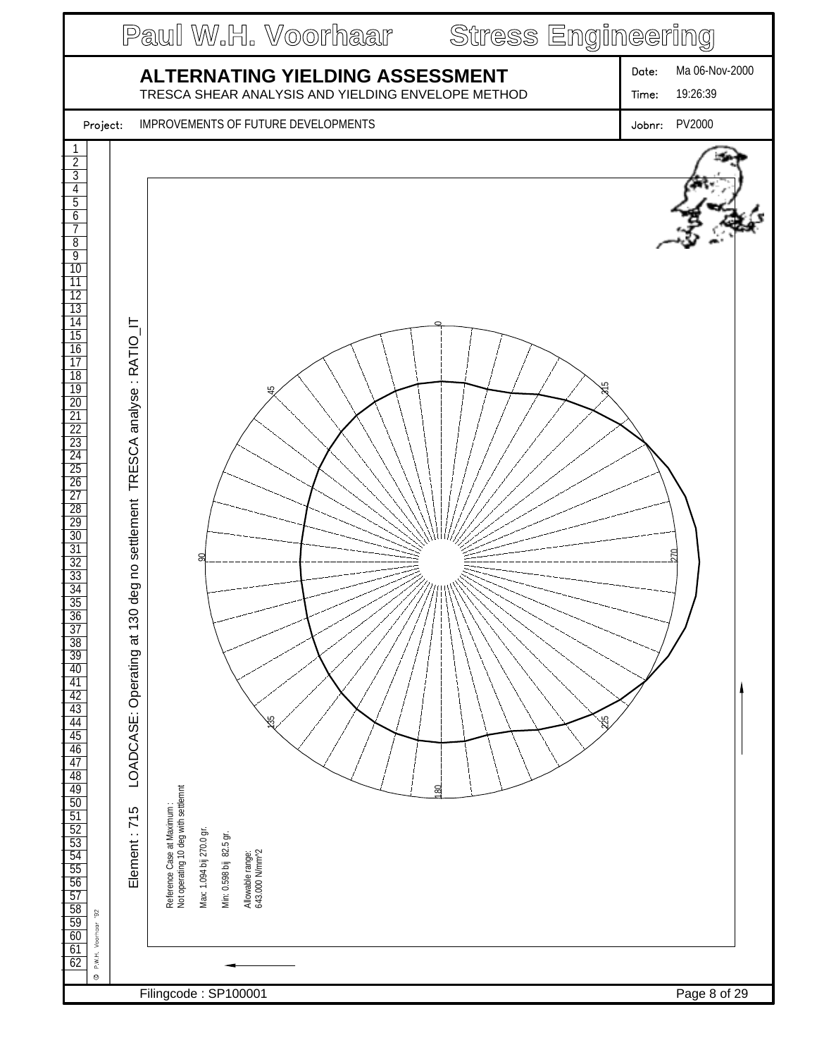# ALTERNATING YIELDING ASSESSMENT

TRESCA SHEAR ANALYSIS AND YIELDING ENVELOPE METHOD

Date: Ma 06-Nov-2000

Time: 19:26:39

Project: IMPROVEMENTS OF FUTURE DEVELOPMENTS

Jobnr: PV2000

Element : 715 LOADCASE: Operating at 130 deg no settlement TRESCA analyse : RATIO_IT

0

45

315

90

270

135

225

180

Reference Case at Maximum :
Not operating 10 deg with settlemnt

Max: 1.094 bij 270.0 gr.

Min: 0.598 bij 82.5 gr.

Allowable range:
643.000 N/mm^2

Filingcode : SP100001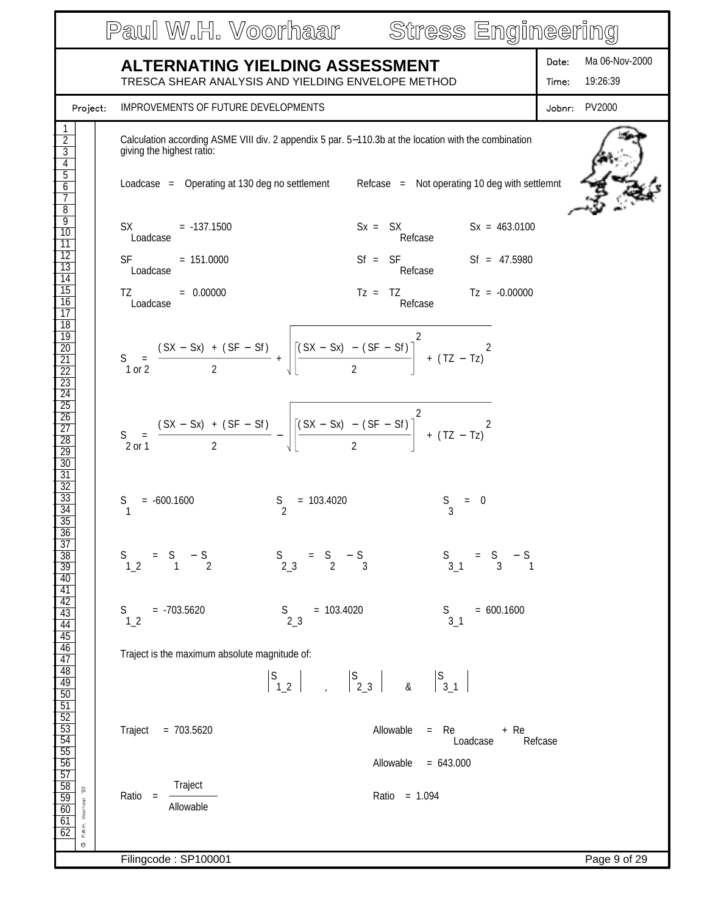# ALTERNATING YIELDING ASSESSMENT

TRESCA SHEAR ANALYSIS AND YIELDING ENVELOPE METHOD

Date: Ma 06-Nov-2000
Time: 19:26:39

Project: IMPROVEMENTS OF FUTURE DEVELOPMENTS
Jobnr: PV2000

Calculation according ASME VIII div. 2 appendix 5 par. 5–110.3b at the location with the combination giving the highest ratio:

Loadcase = Operating at 130 deg no settlement    Refcase = Not operating 10 deg with settlemnt

$SX_{Loadcase} = -137.1500$    $Sx = SX_{Refcase}$    $Sx = 463.0100$

$SF_{Loadcase} = 151.0000$    $Sf = SF_{Refcase}$    $Sf = 47.5980$

$TZ_{Loadcase} = 0.00000$    $Tz = TZ_{Refcase}$    $Tz = -0.00000$

$$S_{1\ or\ 2} = \frac{(SX - Sx) + (SF - Sf)}{2} + \sqrt{\left[\frac{(SX - Sx) - (SF - Sf)}{2}\right]^2 + (TZ - Tz)^2}$$

$$S_{2\ or\ 1} = \frac{(SX - Sx) + (SF - Sf)}{2} - \sqrt{\left[\frac{(SX - Sx) - (SF - Sf)}{2}\right]^2 + (TZ - Tz)^2}$$

$S_1 = -600.1600$    $S_2 = 103.4020$    $S_3 = 0$

$S_{1\_2} = S_1 - S_2$    $S_{2\_3} = S_2 - S_3$    $S_{3\_1} = S_3 - S_1$

$S_{1\_2} = -703.5620$    $S_{2\_3} = 103.4020$    $S_{3\_1} = 600.1600$

Traject is the maximum absolute magnitude of:

$$\left|S_{1\_2}\right| \ , \ \left|S_{2\_3}\right| \ \& \ \left|S_{3\_1}\right|$$

Traject = 703.5620    Allowable = $Re_{Loadcase} + Re_{Refcase}$

Allowable = 643.000

$$Ratio = \frac{Traject}{Allowable}$$

Ratio = 1.094

Filingcode : SP100001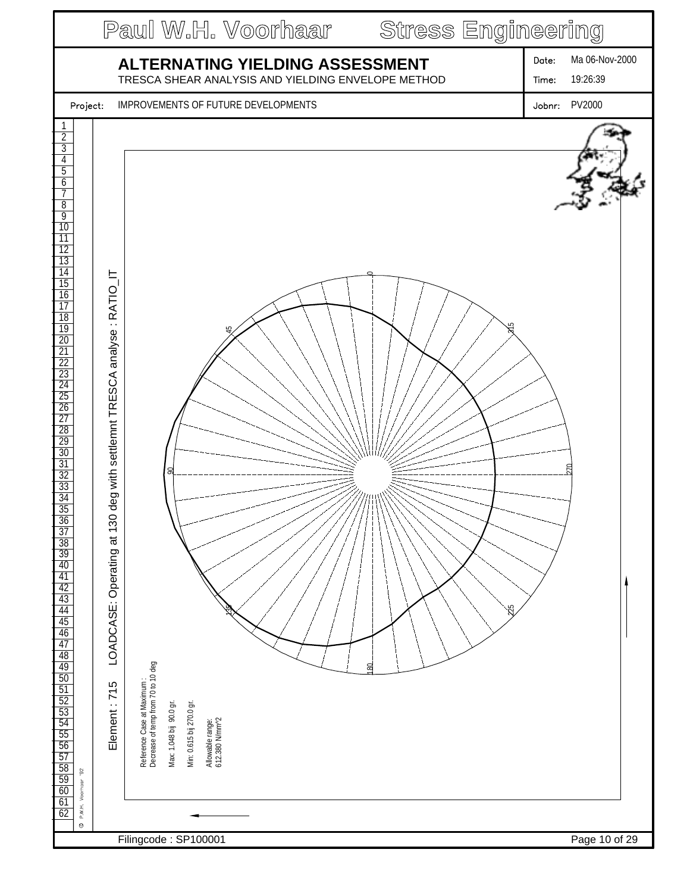Paul W.H. Voorhaar Stress Engineering

# ALTERNATING YIELDING ASSESSMENT

TRESCA SHEAR ANALYSIS AND YIELDING ENVELOPE METHOD

Date: Ma 06-Nov-2000

Time: 19:26:39

Project: IMPROVEMENTS OF FUTURE DEVELOPMENTS

Jobnr: PV2000

Element : 715 LOADCASE: Operating at 130 deg with settlemnt TRESCA analyse : RATIO_IT

Reference Case at Maximum :
Decrease of temp from 70 to 10 deg

Max: 1.048 bij 90.0 gr.

Min: 0.615 bij 270.0 gr.

Allowable range:
612.380 N/mm^2

Filingcode : SP100001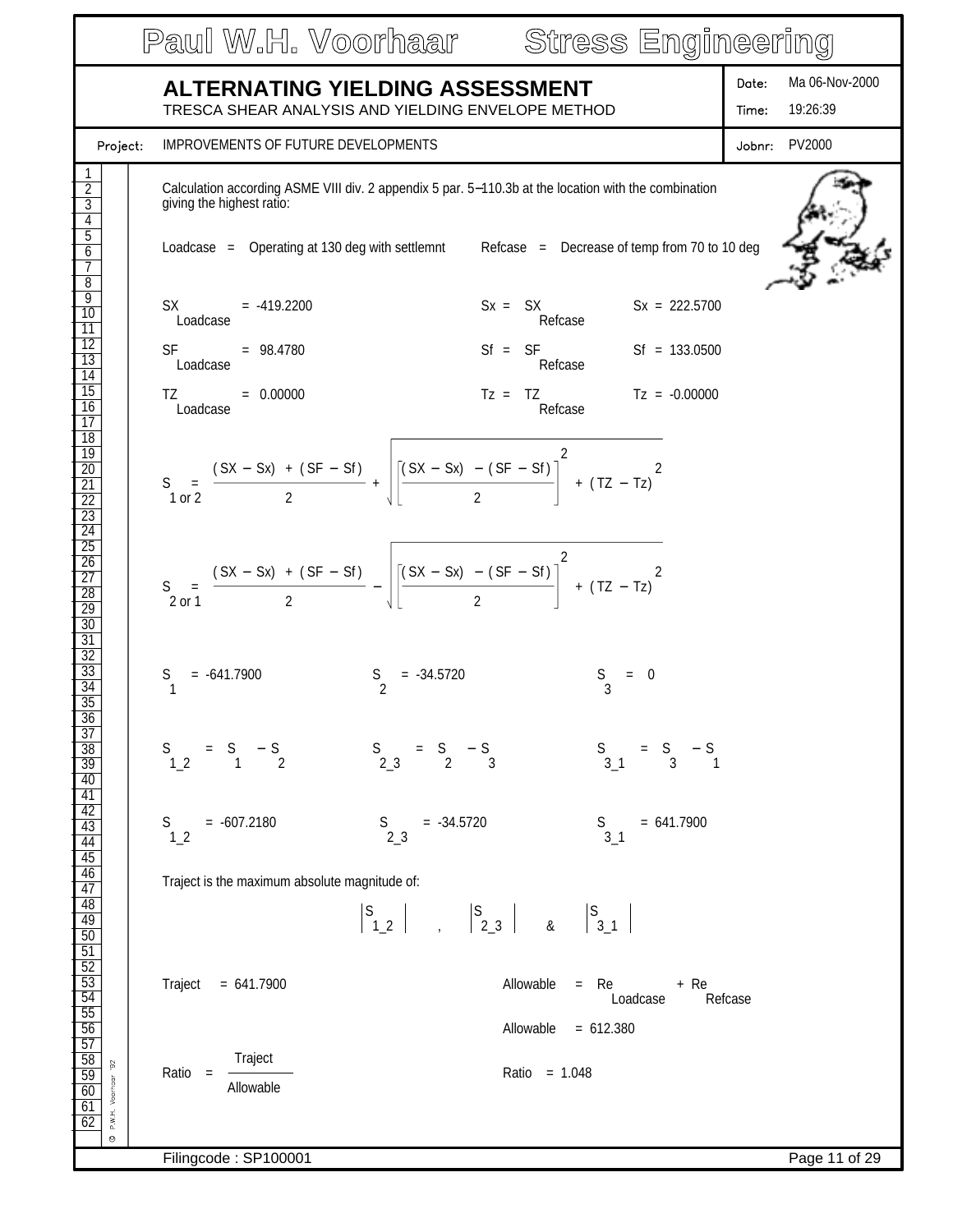# ALTERNATING YIELDING ASSESSMENT

TRESCA SHEAR ANALYSIS AND YIELDING ENVELOPE METHOD

Date: Ma 06-Nov-2000
Time: 19:26:39

Project: IMPROVEMENTS OF FUTURE DEVELOPMENTS

Jobnr: PV2000

Calculation according ASME VIII div. 2 appendix 5 par. 5–110.3b at the location with the combination giving the highest ratio:

Loadcase = Operating at 130 deg with settlemnt    Refcase = Decrease of temp from 70 to 10 deg

$SX_{Loadcase} = -419.2200$    $Sx = SX_{Refcase}$    $Sx = 222.5700$

$SF_{Loadcase} = 98.4780$    $Sf = SF_{Refcase}$    $Sf = 133.0500$

$TZ_{Loadcase} = 0.00000$    $Tz = TZ_{Refcase}$    $Tz = -0.00000$

$$S_{1 \text{ or } 2} = \frac{(SX - Sx) + (SF - Sf)}{2} + \sqrt{\left[\frac{(SX - Sx) - (SF - Sf)}{2}\right]^2 + (TZ - Tz)^2}$$

$$S_{2 \text{ or } 1} = \frac{(SX - Sx) + (SF - Sf)}{2} - \sqrt{\left[\frac{(SX - Sx) - (SF - Sf)}{2}\right]^2 + (TZ - Tz)^2}$$

$S_1 = -641.7900$    $S_2 = -34.5720$    $S_3 = 0$

$S_{1\_2} = S_1 - S_2$    $S_{2\_3} = S_2 - S_3$    $S_{3\_1} = S_3 - S_1$

$S_{1\_2} = -607.2180$    $S_{2\_3} = -34.5720$    $S_{3\_1} = 641.7900$

Traject is the maximum absolute magnitude of:

$$\left|S_{1\_2}\right| , \left|S_{2\_3}\right| \& \left|S_{3\_1}\right|$$

Traject = 641.7900    Allowable = $Re_{Loadcase} + Re_{Refcase}$

Allowable = 612.380

$$\text{Ratio} = \frac{\text{Traject}}{\text{Allowable}}$$

Ratio = 1.048

Filingcode : SP100001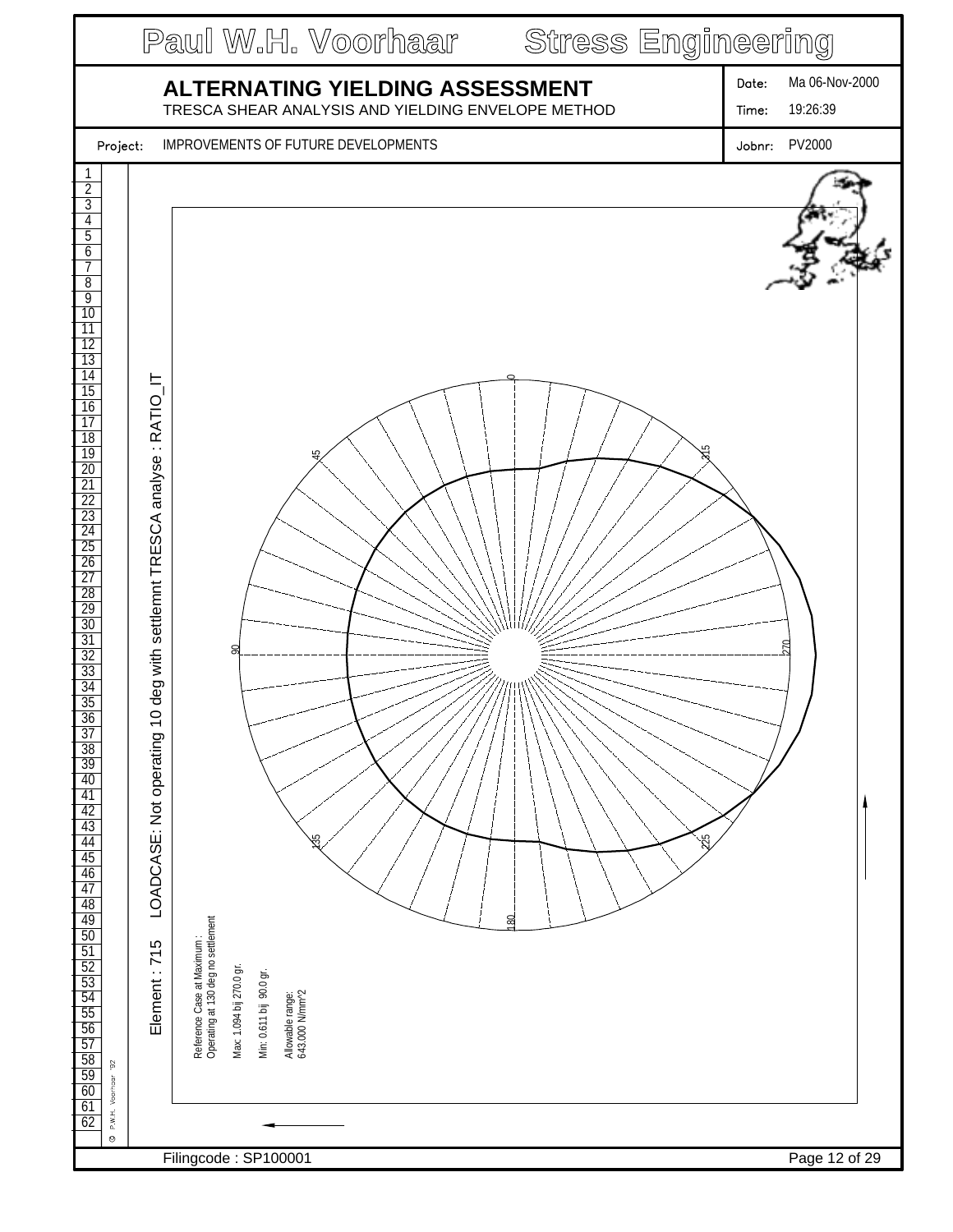# ALTERNATING YIELDING ASSESSMENT

TRESCA SHEAR ANALYSIS AND YIELDING ENVELOPE METHOD

Date: Ma 06-Nov-2000

Time: 19:26:39

Project: IMPROVEMENTS OF FUTURE DEVELOPMENTS

Jobnr: PV2000

Element : 715 LOADCASE: Not operating 10 deg with settlemnt TRESCA analyse : RATIO_IT

0 45 90 135 180 225 270 315

Reference Case at Maximum :
Operating at 130 deg no settlement

Max: 1.094 bij 270.0 gr.

Min: 0.611 bij 90.0 gr.

Allowable range:
643.000 N/mm^2

Filingcode : SP100001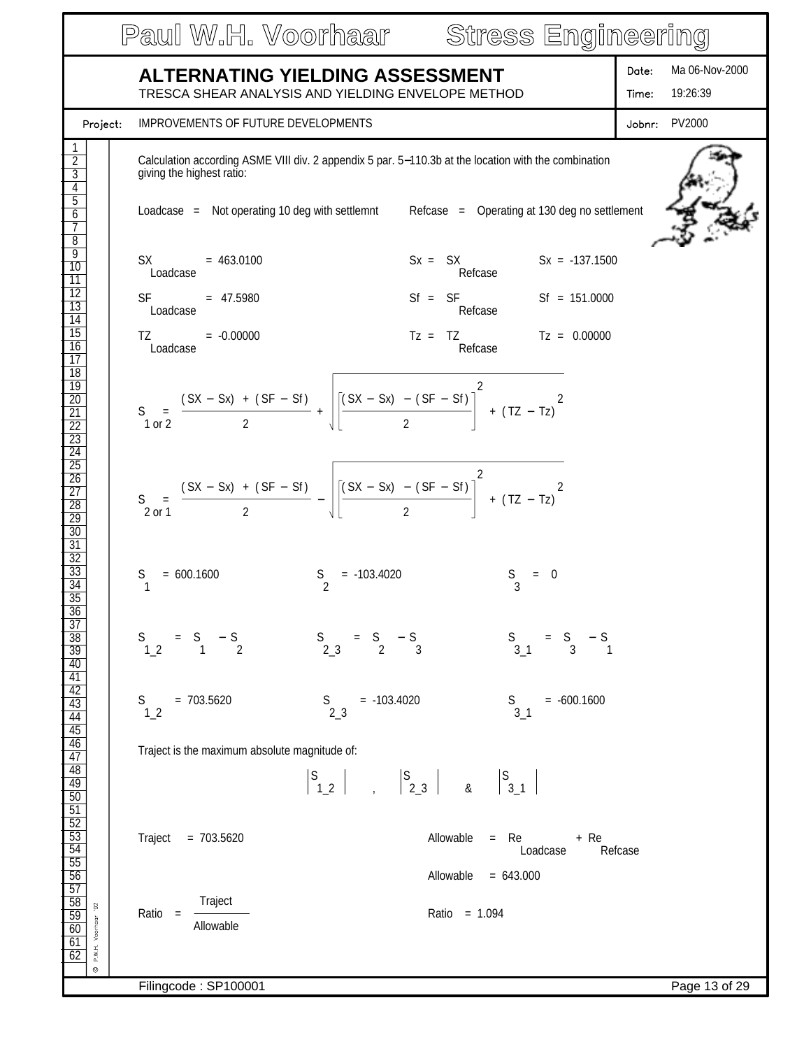# ALTERNATING YIELDING ASSESSMENT

TRESCA SHEAR ANALYSIS AND YIELDING ENVELOPE METHOD

Date: Ma 06-Nov-2000
Time: 19:26:39

Project: IMPROVEMENTS OF FUTURE DEVELOPMENTS

Jobnr: PV2000

Calculation according ASME VIII div. 2 appendix 5 par. 5–110.3b at the location with the combination giving the highest ratio:

Loadcase = Not operating 10 deg with settlemnt        Refcase = Operating at 130 deg no settlement

$SX_{Loadcase} = 463.0100$        $Sx = SX_{Refcase}$        $Sx = -137.1500$

$SF_{Loadcase} = 47.5980$        $Sf = SF_{Refcase}$        $Sf = 151.0000$

$TZ_{Loadcase} = -0.00000$        $Tz = TZ_{Refcase}$        $Tz = 0.00000$

$$S_{1 \text{ or } 2} = \frac{(SX - Sx) + (SF - Sf)}{2} + \sqrt{\left[\frac{(SX - Sx) - (SF - Sf)}{2}\right]^2 + (TZ - Tz)^2}$$

$$S_{2 \text{ or } 1} = \frac{(SX - Sx) + (SF - Sf)}{2} - \sqrt{\left[\frac{(SX - Sx) - (SF - Sf)}{2}\right]^2 + (TZ - Tz)^2}$$

$S_1 = 600.1600$        $S_2 = -103.4020$        $S_3 = 0$

$S_{1\_2} = S_1 - S_2$        $S_{2\_3} = S_2 - S_3$        $S_{3\_1} = S_3 - S_1$

$S_{1\_2} = 703.5620$        $S_{2\_3} = -103.4020$        $S_{3\_1} = -600.1600$

Traject is the maximum absolute magnitude of:

$$\left|S_{1\_2}\right| \quad , \quad \left|S_{2\_3}\right| \quad \& \quad \left|S_{3\_1}\right|$$

Traject = 703.5620        $Allowable = Re_{Loadcase} + Re_{Refcase}$

Allowable = 643.000

$$Ratio = \frac{Traject}{Allowable}$$

Ratio = 1.094

Filingcode : SP100001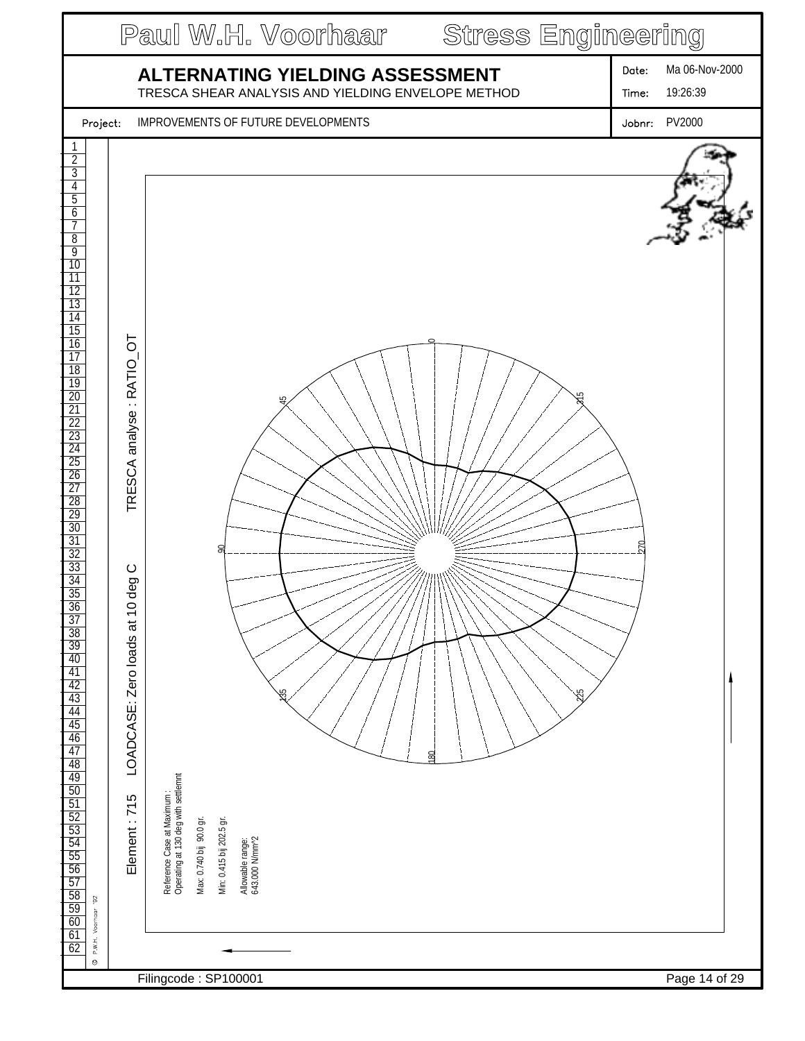# Paul W.H. Voorhaar Stress Engineering

## ALTERNATING YIELDING ASSESSMENT

TRESCA SHEAR ANALYSIS AND YIELDING ENVELOPE METHOD

Date: Ma 06-Nov-2000
Time: 19:26:39

Project: IMPROVEMENTS OF FUTURE DEVELOPMENTS
Jobnr: PV2000

Element : 715 LOADCASE: Zero loads at 10 deg C TRESCA analyse : RATIO_OT

Reference Case at Maximum :
Operating at 130 deg with settlemnt

Max: 0.740 bij 90.0 gr.

Min: 0.415 bij 202.5 gr.

Allowable range:
643.000 N/mm^2

0
45
90
135
180
225
270
315

Filingcode : SP100001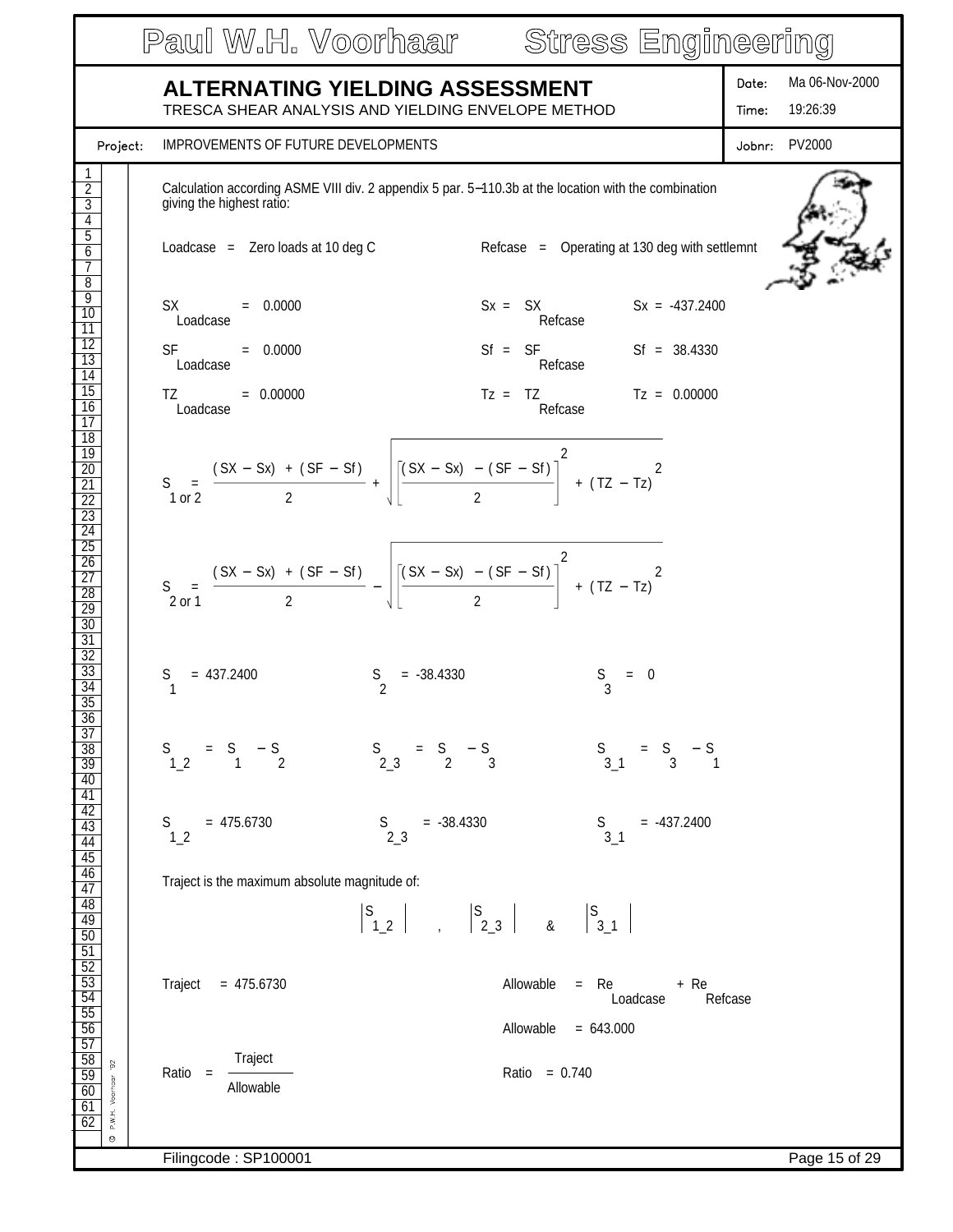## ALTERNATING YIELDING ASSESSMENT

TRESCA SHEAR ANALYSIS AND YIELDING ENVELOPE METHOD

Date: Ma 06-Nov-2000
Time: 19:26:39

Project: IMPROVEMENTS OF FUTURE DEVELOPMENTS

Jobnr: PV2000

Calculation according ASME VIII div. 2 appendix 5 par. 5–110.3b at the location with the combination giving the highest ratio:

Loadcase = Zero loads at 10 deg C

Refcase = Operating at 130 deg with settlemnt

$SX_{Loadcase} = 0.0000$  $Sx = SX_{Refcase}$  $Sx = -437.2400$

$SF_{Loadcase} = 0.0000$  $Sf = SF_{Refcase}$  $Sf = 38.4330$

$TZ_{Loadcase} = 0.00000$  $Tz = TZ_{Refcase}$  $Tz = 0.00000$

$$S_{1\ or\ 2} = \frac{(SX - Sx) + (SF - Sf)}{2} + \sqrt{\left[\frac{(SX - Sx) - (SF - Sf)}{2}\right]^2 + (TZ - Tz)^2}$$

$$S_{2\ or\ 1} = \frac{(SX - Sx) + (SF - Sf)}{2} - \sqrt{\left[\frac{(SX - Sx) - (SF - Sf)}{2}\right]^2 + (TZ - Tz)^2}$$

$S_1 = 437.2400$  $S_2 = -38.4330$  $S_3 = 0$

$S_{1\_2} = S_1 - S_2$  $S_{2\_3} = S_2 - S_3$  $S_{3\_1} = S_3 - S_1$

$S_{1\_2} = 475.6730$  $S_{2\_3} = -38.4330$  $S_{3\_1} = -437.2400$

Traject is the maximum absolute magnitude of:

$$\left|S_{1\_2}\right| \quad , \quad \left|S_{2\_3}\right| \quad \& \quad \left|S_{3\_1}\right|$$

Traject = 475.6730

$Allowable = Re_{Loadcase} + Re_{Refcase}$

Allowable = 643.000

$$Ratio = \frac{Traject}{Allowable}$$

Ratio = 0.740

Filingcode : SP100001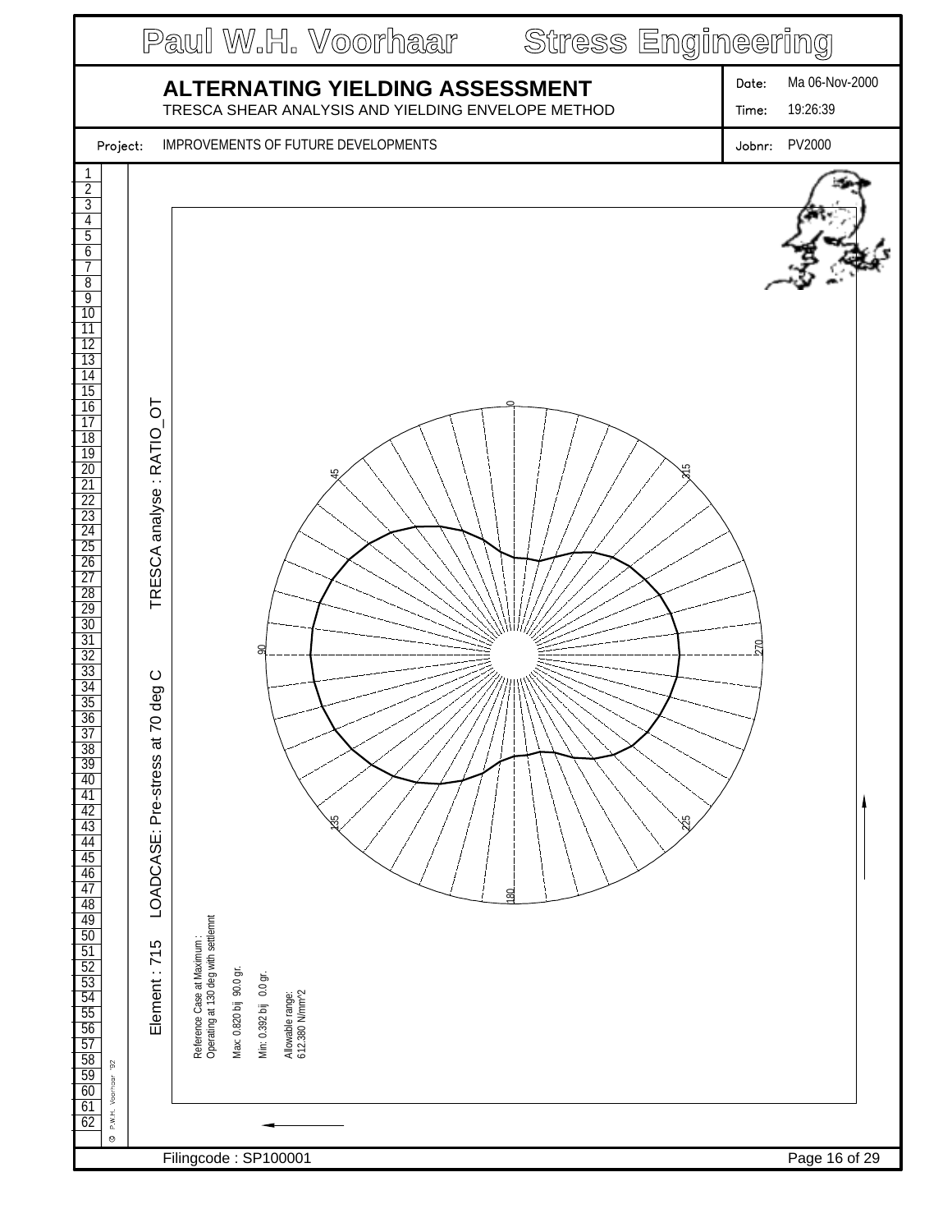# Paul W.H. Voorhaar Stress Engineering

## ALTERNATING YIELDING ASSESSMENT

TRESCA SHEAR ANALYSIS AND YIELDING ENVELOPE METHOD

Date: Ma 06-Nov-2000

Time: 19:26:39

Project: IMPROVEMENTS OF FUTURE DEVELOPMENTS

Jobnr: PV2000

Element : 715 LOADCASE: Pre-stress at 70 deg C TRESCA analyse : RATIO_OT

0

45

315

90

270

135

225

180

Reference Case at Maximum :
Operating at 130 deg with settlemnt

Max: 0.820 bij 90.0 gr.

Min: 0.392 bij 0.0 gr.

Allowable range:
612.380 N/mm^2

© P.W.H. Voorhaar '92

Filingcode : SP100001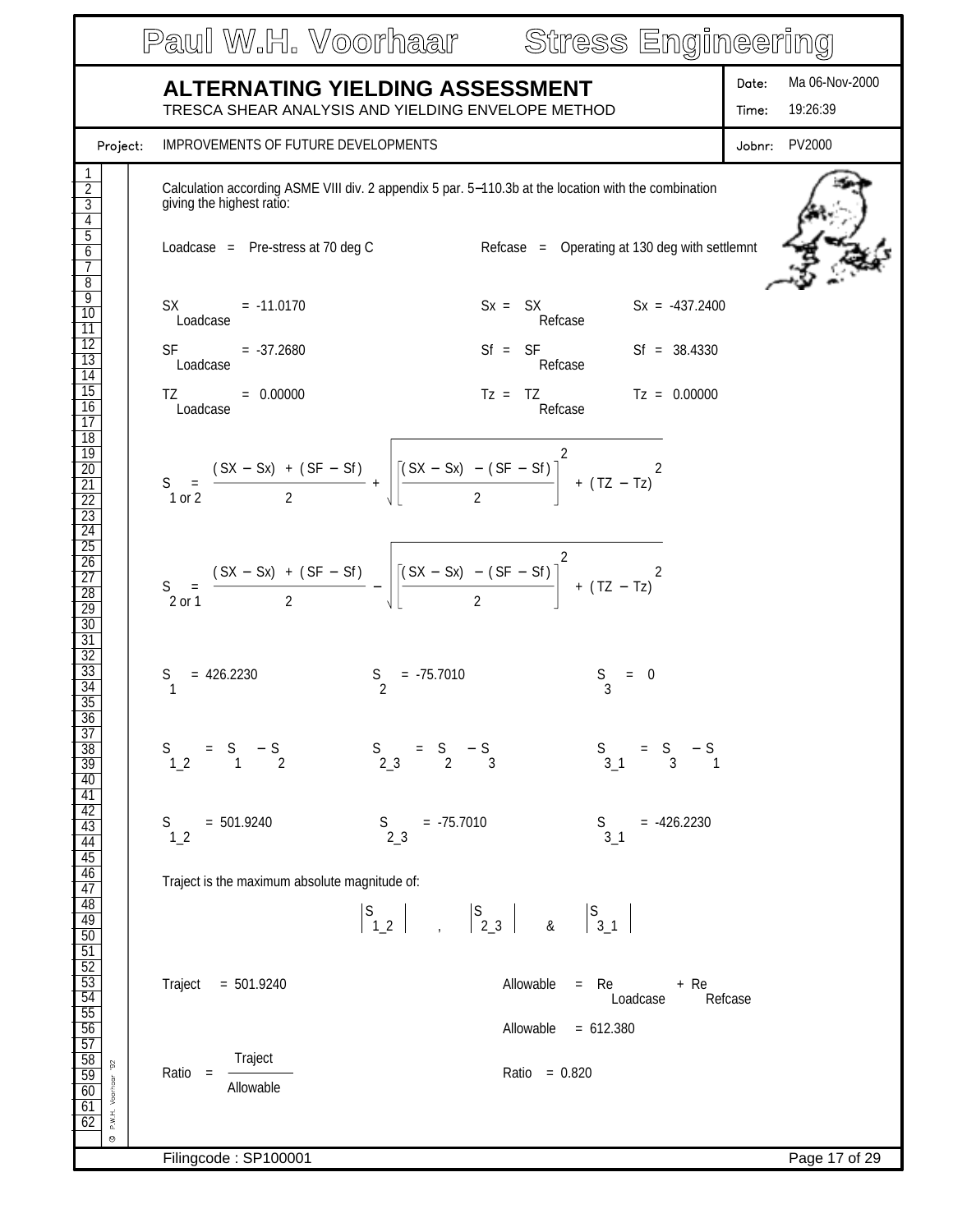# ALTERNATING YIELDING ASSESSMENT

TRESCA SHEAR ANALYSIS AND YIELDING ENVELOPE METHOD

Date: Ma 06-Nov-2000
Time: 19:26:39

Project: IMPROVEMENTS OF FUTURE DEVELOPMENTS
Jobnr: PV2000

Calculation according ASME VIII div. 2 appendix 5 par. 5–110.3b at the location with the combination giving the highest ratio:

Loadcase = Pre-stress at 70 deg C  Refcase = Operating at 130 deg with settlemnt

$SX_{Loadcase} = -11.0170$  $Sx = SX_{Refcase}$  $Sx = -437.2400$

$SF_{Loadcase} = -37.2680$  $Sf = SF_{Refcase}$  $Sf = 38.4330$

$TZ_{Loadcase} = 0.00000$  $Tz = TZ_{Refcase}$  $Tz = 0.00000$

$$S_{1 \text{ or } 2} = \frac{(SX - Sx) + (SF - Sf)}{2} + \sqrt{\left[\frac{(SX - Sx) - (SF - Sf)}{2}\right]^2 + (TZ - Tz)^2}$$

$$S_{2 \text{ or } 1} = \frac{(SX - Sx) + (SF - Sf)}{2} - \sqrt{\left[\frac{(SX - Sx) - (SF - Sf)}{2}\right]^2 + (TZ - Tz)^2}$$

$S_1 = 426.2230$  $S_2 = -75.7010$  $S_3 = 0$

$S_{1\_2} = S_1 - S_2$  $S_{2\_3} = S_2 - S_3$  $S_{3\_1} = S_3 - S_1$

$S_{1\_2} = 501.9240$  $S_{2\_3} = -75.7010$  $S_{3\_1} = -426.2230$

Traject is the maximum absolute magnitude of:

$$\left|S_{1\_2}\right| \quad , \quad \left|S_{2\_3}\right| \quad \& \quad \left|S_{3\_1}\right|$$

Traject = 501.9240  $\text{Allowable} = Re_{Loadcase} + Re_{Refcase}$

Allowable = 612.380

$$\text{Ratio} = \frac{\text{Traject}}{\text{Allowable}}$$

Ratio = 0.820

Filingcode : SP100001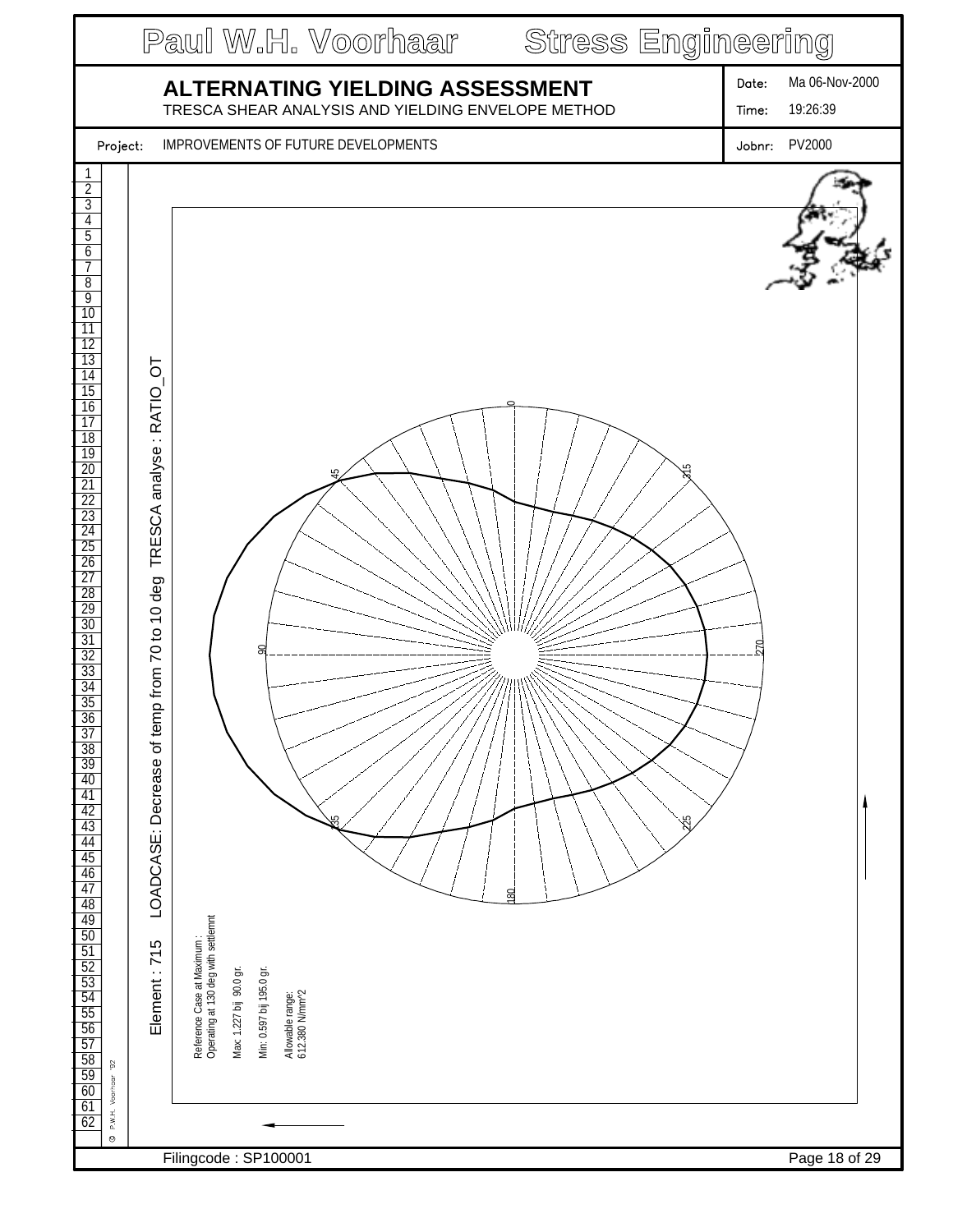# Paul W.H. Voorhaar Stress Engineering

## ALTERNATING YIELDING ASSESSMENT

TRESCA SHEAR ANALYSIS AND YIELDING ENVELOPE METHOD

Date: Ma 06-Nov-2000

Time: 19:26:39

Project: IMPROVEMENTS OF FUTURE DEVELOPMENTS

Jobnr: PV2000

Element : 715 LOADCASE: Decrease of temp from 70 to 10 deg TRESCA analyse : RATIO_OT

0 45 90 135 180 225 270 315

Reference Case at Maximum :
Operating at 130 deg with settlemnt

Max: 1.227 bij 90.0 gr.

Min: 0.597 bij 195.0 gr.

Allowable range:
612.380 N/mm^2

Filingcode : SP100001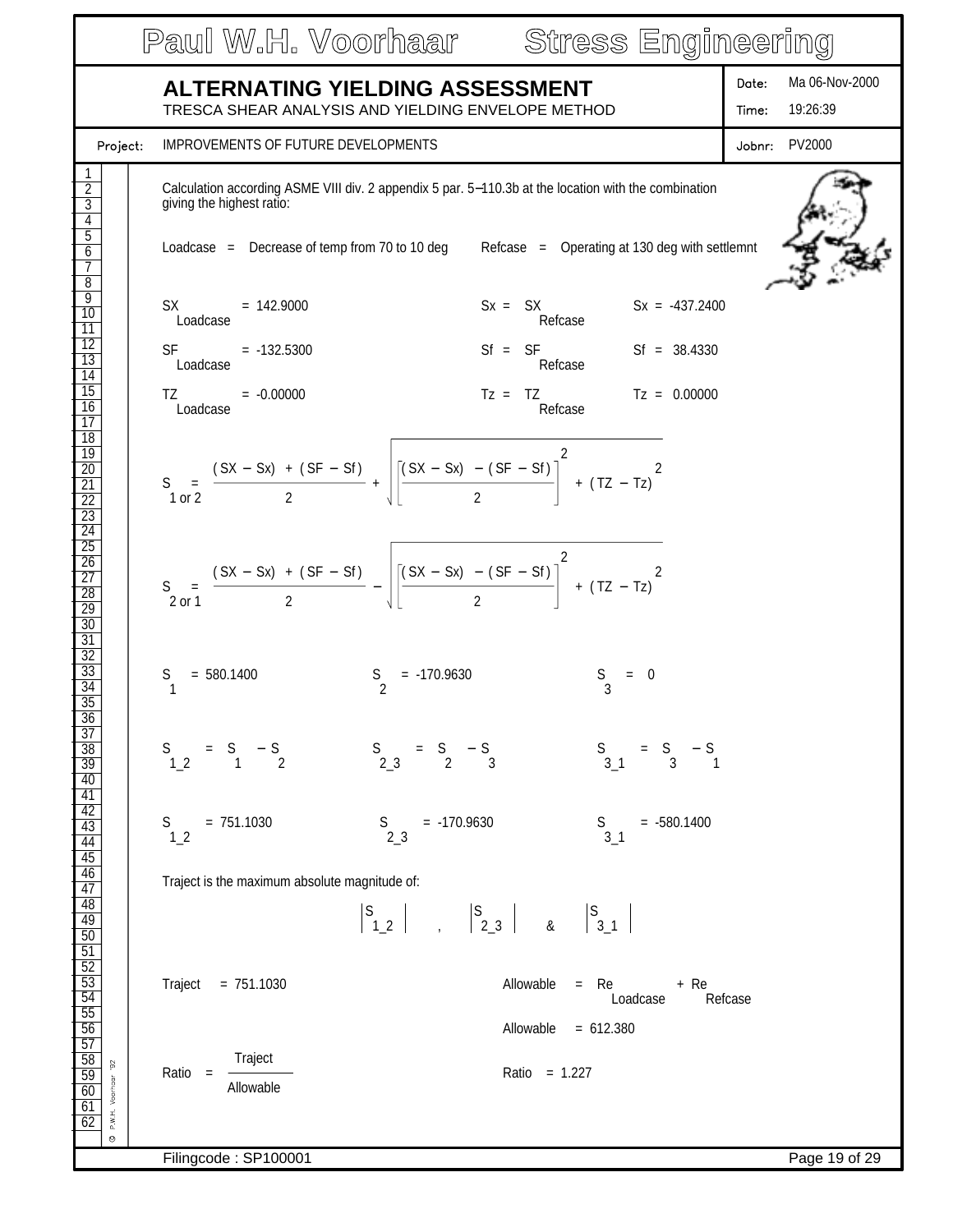# ALTERNATING YIELDING ASSESSMENT

TRESCA SHEAR ANALYSIS AND YIELDING ENVELOPE METHOD

Date: Ma 06-Nov-2000
Time: 19:26:39

Project: IMPROVEMENTS OF FUTURE DEVELOPMENTS

Jobnr: PV2000

Calculation according ASME VIII div. 2 appendix 5 par. 5–110.3b at the location with the combination giving the highest ratio:

Loadcase = Decrease of temp from 70 to 10 deg    Refcase = Operating at 130 deg with settlemnt

$SX_{Loadcase} = 142.9000$    $Sx = SX_{Refcase}$    $Sx = -437.2400$

$SF_{Loadcase} = -132.5300$    $Sf = SF_{Refcase}$    $Sf = 38.4330$

$TZ_{Loadcase} = -0.00000$    $Tz = TZ_{Refcase}$    $Tz = 0.00000$

$$S_{1\ or\ 2} = \frac{(SX - Sx) + (SF - Sf)}{2} + \sqrt{\left[\frac{(SX - Sx) - (SF - Sf)}{2}\right]^2 + (TZ - Tz)^2}$$

$$S_{2\ or\ 1} = \frac{(SX - Sx) + (SF - Sf)}{2} - \sqrt{\left[\frac{(SX - Sx) - (SF - Sf)}{2}\right]^2 + (TZ - Tz)^2}$$

$S_1 = 580.1400$    $S_2 = -170.9630$    $S_3 = 0$

$S_{1\_2} = S_1 - S_2$    $S_{2\_3} = S_2 - S_3$    $S_{3\_1} = S_3 - S_1$

$S_{1\_2} = 751.1030$    $S_{2\_3} = -170.9630$    $S_{3\_1} = -580.1400$

Traject is the maximum absolute magnitude of:

$$\left|S_{1\_2}\right| \quad , \quad \left|S_{2\_3}\right| \quad \& \quad \left|S_{3\_1}\right|$$

Traject = 751.1030    Allowable = $Re_{Loadcase} + Re_{Refcase}$

Allowable = 612.380

$$Ratio = \frac{Traject}{Allowable}$$

Ratio = 1.227

Filingcode : SP100001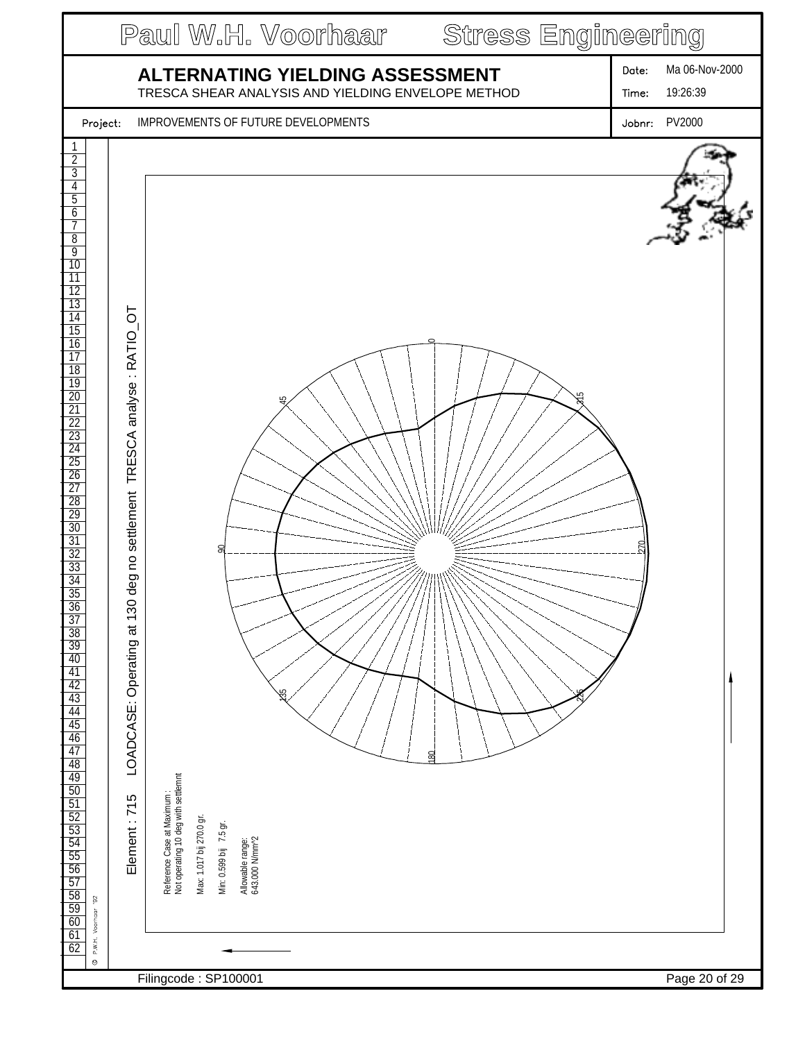# Paul W.H. Voorhaar Stress Engineering

## ALTERNATING YIELDING ASSESSMENT

TRESCA SHEAR ANALYSIS AND YIELDING ENVELOPE METHOD

Date: Ma 06-Nov-2000

Time: 19:26:39

Project: IMPROVEMENTS OF FUTURE DEVELOPMENTS

Jobnr: PV2000

Element : 715 LOADCASE: Operating at 130 deg no settlement TRESCA analyse : RATIO_OT

Reference Case at Maximum :
Not operating 10 deg with settlemnt

Max: 1.017 bij 270.0 gr.

Min: 0.599 bij 7.5 gr.

Allowable range:
643.000 N/mm^2

Filingcode : SP100001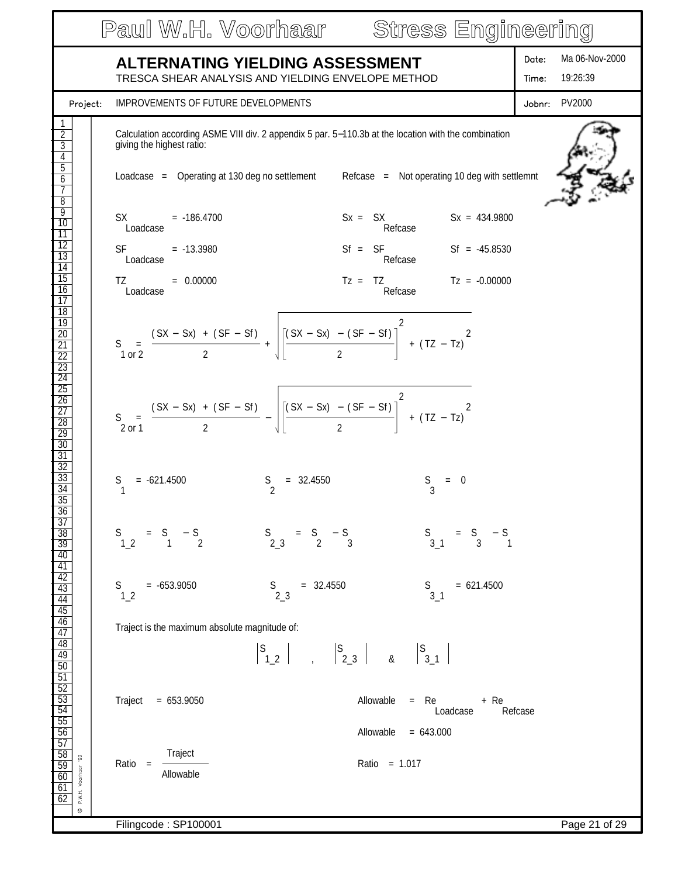# ALTERNATING YIELDING ASSESSMENT

TRESCA SHEAR ANALYSIS AND YIELDING ENVELOPE METHOD

Date: Ma 06-Nov-2000

Time: 19:26:39

Project: IMPROVEMENTS OF FUTURE DEVELOPMENTS

Jobnr: PV2000

Calculation according ASME VIII div. 2 appendix 5 par. 5–110.3b at the location with the combination giving the highest ratio:

Loadcase = Operating at 130 deg no settlement  Refcase = Not operating 10 deg with settlemnt

$SX_{Loadcase} = -186.4700$  $Sx = SX_{Refcase}$  $Sx = 434.9800$

$SF_{Loadcase} = -13.3980$  $Sf = SF_{Refcase}$  $Sf = -45.8530$

$TZ_{Loadcase} = 0.00000$  $Tz = TZ_{Refcase}$  $Tz = -0.00000$

$$S_{1\ or\ 2} = \frac{(SX - Sx) + (SF - Sf)}{2} + \sqrt{\left[\frac{(SX - Sx) - (SF - Sf)}{2}\right]^2 + (TZ - Tz)^2}$$

$$S_{2\ or\ 1} = \frac{(SX - Sx) + (SF - Sf)}{2} - \sqrt{\left[\frac{(SX - Sx) - (SF - Sf)}{2}\right]^2 + (TZ - Tz)^2}$$

$S_1 = -621.4500$  $S_2 = 32.4550$  $S_3 = 0$

$S_{1\_2} = S_1 - S_2$  $S_{2\_3} = S_2 - S_3$  $S_{3\_1} = S_3 - S_1$

$S_{1\_2} = -653.9050$  $S_{2\_3} = 32.4550$  $S_{3\_1} = 621.4500$

Traject is the maximum absolute magnitude of:

$$\left|S_{1\_2}\right| \quad , \quad \left|S_{2\_3}\right| \quad \& \quad \left|S_{3\_1}\right|$$

Traject = 653.9050  Allowable = $Re_{Loadcase} + Re_{Refcase}$

Allowable = 643.000

$$Ratio = \frac{Traject}{Allowable}$$

Ratio = 1.017

Filingcode : SP100001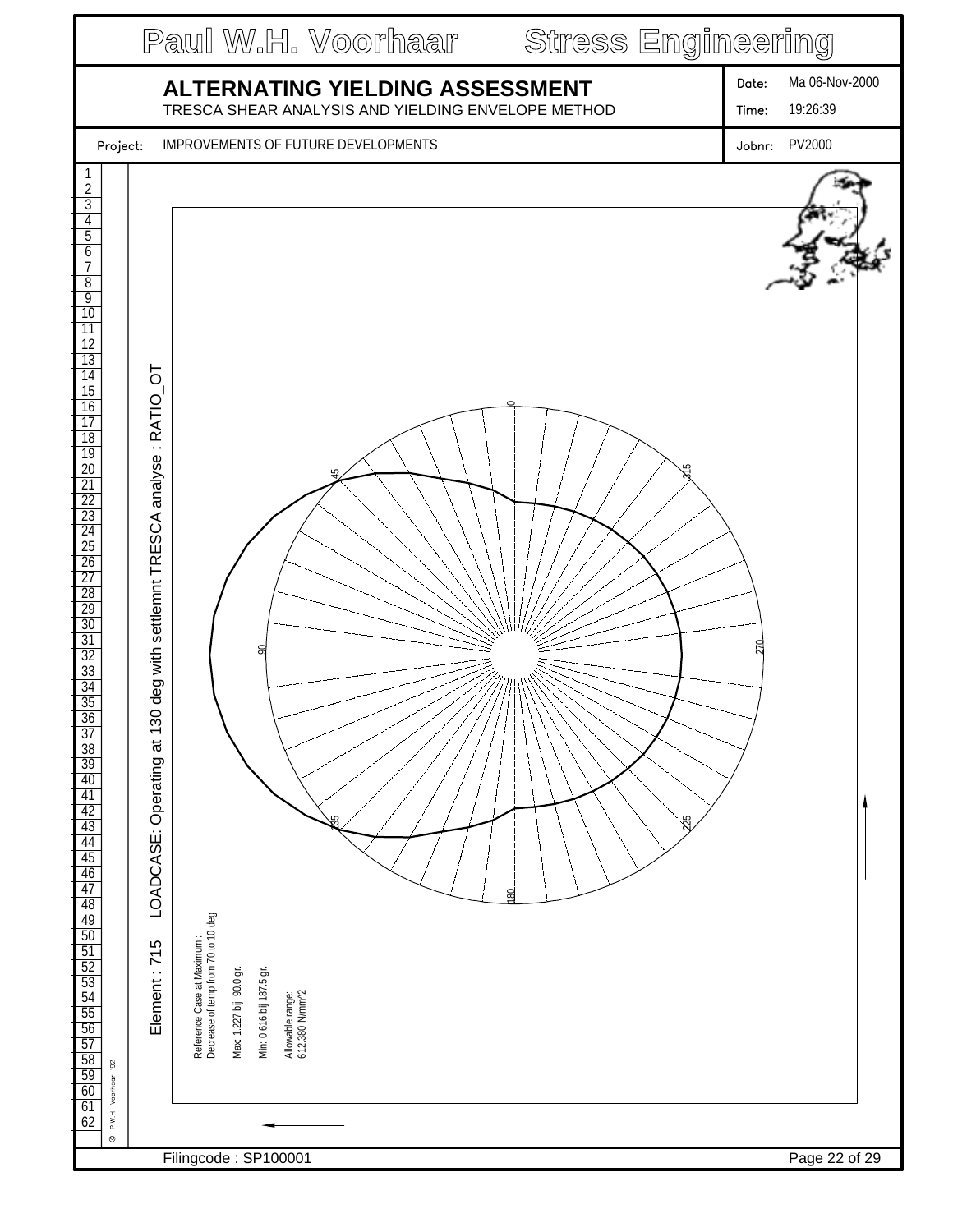Paul W.H. Voorhaar Stress Engineering

# ALTERNATING YIELDING ASSESSMENT

TRESCA SHEAR ANALYSIS AND YIELDING ENVELOPE METHOD

Date: Ma 06-Nov-2000

Time: 19:26:39

Project: IMPROVEMENTS OF FUTURE DEVELOPMENTS

Jobnr: PV2000

Element : 715 LOADCASE: Operating at 130 deg with settlemnt TRESCA analyse : RATIO_OT

0

45

90

135

180

225

270

315

Reference Case at Maximum :
Decrease of temp from 70 to 10 deg

Max: 1.227 bij 90.0 gr.

Min: 0.616 bij 187.5 gr.

Allowable range:
612.380 N/mm^2

Filingcode : SP100001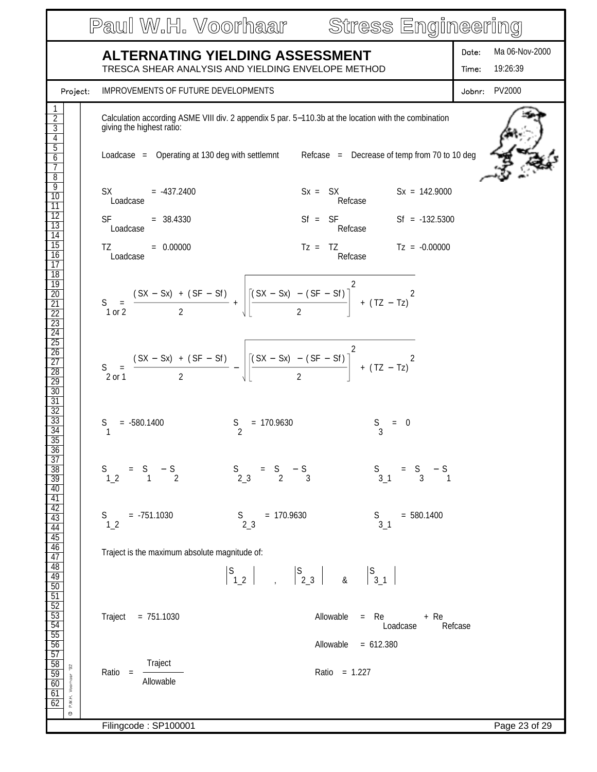# ALTERNATING YIELDING ASSESSMENT

TRESCA SHEAR ANALYSIS AND YIELDING ENVELOPE METHOD

Date: Ma 06-Nov-2000
Time: 19:26:39

Project: IMPROVEMENTS OF FUTURE DEVELOPMENTS

Jobnr: PV2000

Calculation according ASME VIII div. 2 appendix 5 par. 5–110.3b at the location with the combination giving the highest ratio:

Loadcase = Operating at 130 deg with settlemnt     Refcase = Decrease of temp from 70 to 10 deg

$SX_{Loadcase} = -437.2400$     $Sx = SX_{Refcase}$     $Sx = 142.9000$

$SF_{Loadcase} = 38.4330$     $Sf = SF_{Refcase}$     $Sf = -132.5300$

$TZ_{Loadcase} = 0.00000$     $Tz = TZ_{Refcase}$     $Tz = -0.00000$

$$S_{1\ or\ 2} = \frac{(SX - Sx) + (SF - Sf)}{2} + \sqrt{\left[\frac{(SX - Sx) - (SF - Sf)}{2}\right]^2 + (TZ - Tz)^2}$$

$$S_{2\ or\ 1} = \frac{(SX - Sx) + (SF - Sf)}{2} - \sqrt{\left[\frac{(SX - Sx) - (SF - Sf)}{2}\right]^2 + (TZ - Tz)^2}$$

$S_1 = -580.1400$     $S_2 = 170.9630$     $S_3 = 0$

$S_{1\_2} = S_1 - S_2$     $S_{2\_3} = S_2 - S_3$     $S_{3\_1} = S_3 - S_1$

$S_{1\_2} = -751.1030$     $S_{2\_3} = 170.9630$     $S_{3\_1} = 580.1400$

Traject is the maximum absolute magnitude of:

$$\left|S_{1\_2}\right| \quad , \quad \left|S_{2\_3}\right| \quad \& \quad \left|S_{3\_1}\right|$$

$Traject = 751.1030$     $Allowable = Re_{Loadcase} + Re_{Refcase}$

$Allowable = 612.380$

$$Ratio = \frac{Traject}{Allowable}$$

$Ratio = 1.227$

Filingcode : SP100001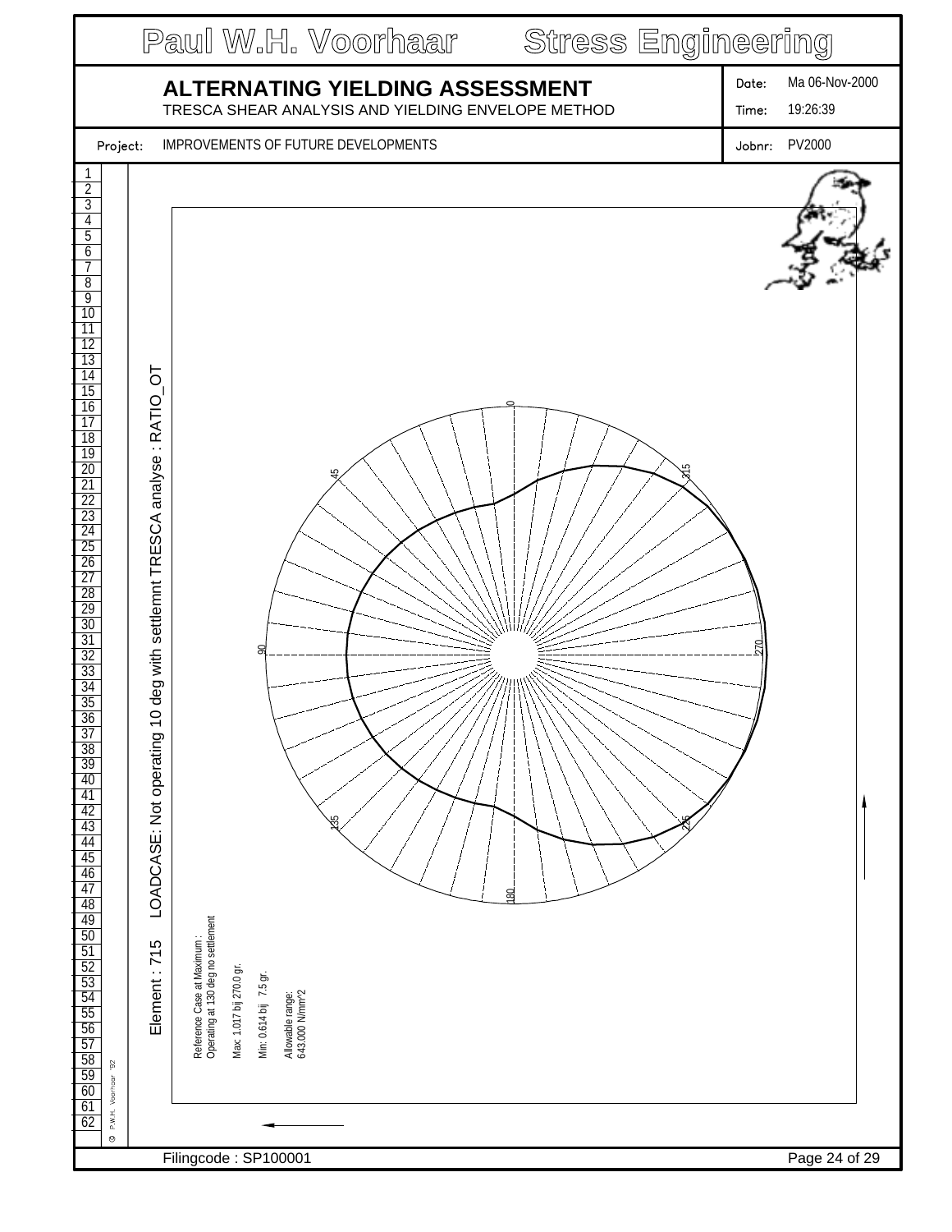# ALTERNATING YIELDING ASSESSMENT

TRESCA SHEAR ANALYSIS AND YIELDING ENVELOPE METHOD

Date: Ma 06-Nov-2000

Time: 19:26:39

Project: IMPROVEMENTS OF FUTURE DEVELOPMENTS

Jobnr: PV2000

Element : 715 LOADCASE: Not operating 10 deg with settlemnt TRESCA analyse : RATIO_OT

0

45

315

90

270

135

225

180

Reference Case at Maximum :
Operating at 130 deg no settlement

Max: 1.017 bij 270.0 gr.

Min: 0.614 bij 7.5 gr.

Allowable range:
643.000 N/mm^2

Filingcode : SP100001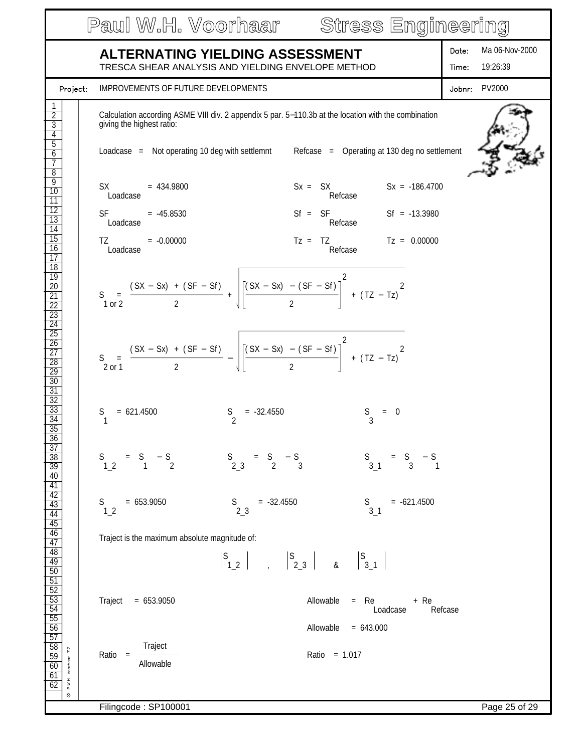# ALTERNATING YIELDING ASSESSMENT

TRESCA SHEAR ANALYSIS AND YIELDING ENVELOPE METHOD

Date: Ma 06-Nov-2000
Time: 19:26:39

Project: IMPROVEMENTS OF FUTURE DEVELOPMENTS
Jobnr: PV2000

Calculation according ASME VIII div. 2 appendix 5 par. 5–110.3b at the location with the combination giving the highest ratio:

Loadcase = Not operating 10 deg with settlemnt     Refcase = Operating at 130 deg no settlement

$SX_{Loadcase} = 434.9800$     $Sx = SX_{Refcase}$     $Sx = -186.4700$

$SF_{Loadcase} = -45.8530$     $Sf = SF_{Refcase}$     $Sf = -13.3980$

$TZ_{Loadcase} = -0.00000$     $Tz = TZ_{Refcase}$     $Tz = 0.00000$

$$S_{1\ or\ 2} = \frac{(SX - Sx) + (SF - Sf)}{2} + \sqrt{\left[\frac{(SX - Sx) - (SF - Sf)}{2}\right]^2 + (TZ - Tz)^2}$$

$$S_{2\ or\ 1} = \frac{(SX - Sx) + (SF - Sf)}{2} - \sqrt{\left[\frac{(SX - Sx) - (SF - Sf)}{2}\right]^2 + (TZ - Tz)^2}$$

$S_1 = 621.4500$     $S_2 = -32.4550$     $S_3 = 0$

$S_{1\_2} = S_1 - S_2$     $S_{2\_3} = S_2 - S_3$     $S_{3\_1} = S_3 - S_1$

$S_{1\_2} = 653.9050$     $S_{2\_3} = -32.4550$     $S_{3\_1} = -621.4500$

Traject is the maximum absolute magnitude of:

$$\left|S_{1\_2}\right| \quad , \quad \left|S_{2\_3}\right| \quad \& \quad \left|S_{3\_1}\right|$$

Traject = 653.9050     $Allowable = Re_{Loadcase} + Re_{Refcase}$

Allowable = 643.000

$$Ratio = \frac{Traject}{Allowable}$$

Ratio = 1.017

Filingcode : SP100001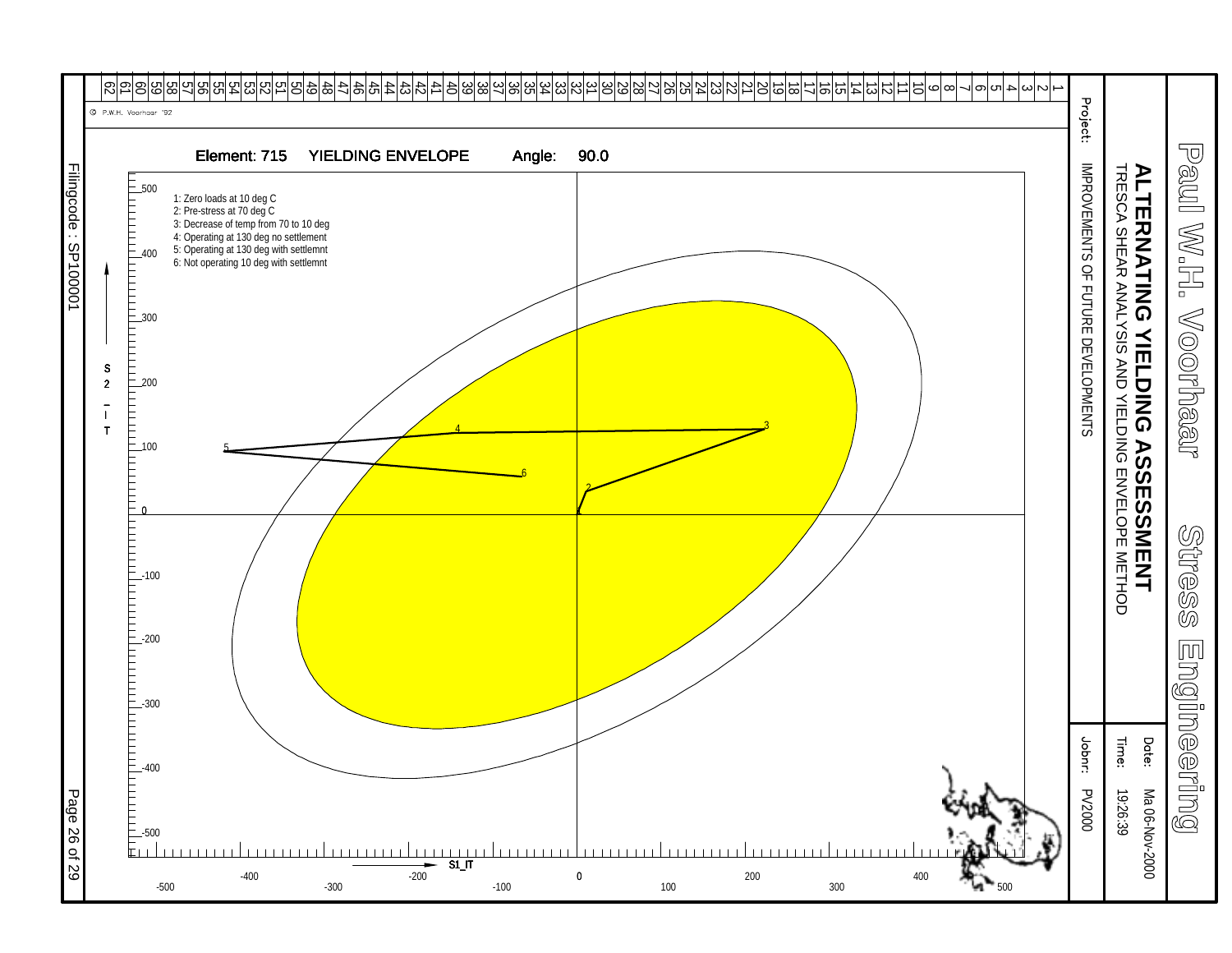# Paul W.H. Voorhaar Stress Engineering

## ALTERNATING YIELDING ASSESSMENT

TRESCA SHEAR ANALYSIS AND YIELDING ENVELOPE METHOD

Date: Ma 06-Nov-2000

Time: 19:26:39

Project: IMPROVEMENTS OF FUTURE DEVELOPMENTS

Jobnr: PV2000

Filingcode : SP100001

© P.W.H. Voorhaar '92

### Element: 715 YIELDING ENVELOPE Angle: 90.0

1: Zero loads at 10 deg C
2: Pre-stress at 70 deg C
3: Decrease of temp from 70 to 10 deg
4: Operating at 130 deg no settlement
5: Operating at 130 deg with settlemnt
6: Not operating 10 deg with settlemnt

Vertical axis: S2_IT (-500 to 500)

Horizontal axis: S1_IT (-500 to 500)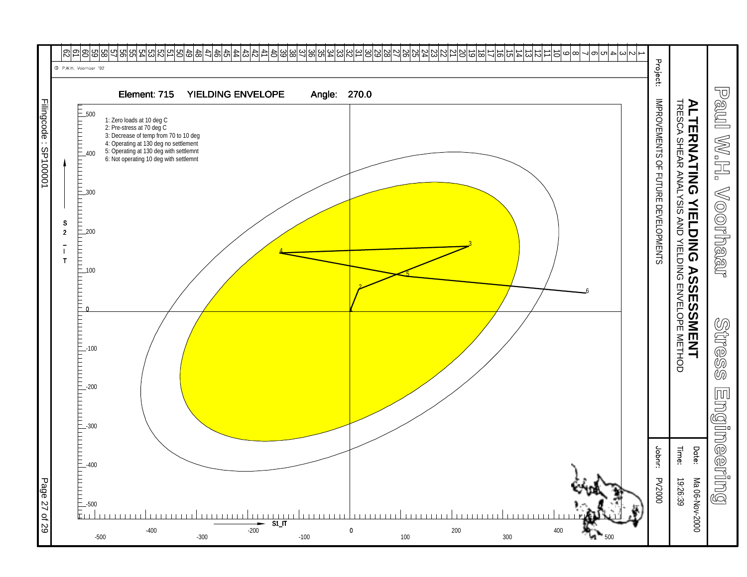# Paul W.H. Voorhaar Stress Engineering

**ALTERNATING YIELDING ASSESSMENT**

TRESCA SHEAR ANALYSIS AND YIELDING ENVELOPE METHOD

Date: Ma 06-Nov-2000

Time: 19:26:39

Project: IMPROVEMENTS OF FUTURE DEVELOPMENTS

Jobnr: PV2000

Filingcode : SP100001

© P.W.H. Voorhaar '92

## Element: 715 YIELDING ENVELOPE Angle: 270.0

1: Zero loads at 10 deg C
2: Pre-stress at 70 deg C
3: Decrease of temp from 70 to 10 deg
4: Operating at 130 deg no settlement
5: Operating at 130 deg with settlemnt
6: Not operating 10 deg with settlemnt

Vertical axis: S2_IT (−500 to 500)

Horizontal axis: S1_IT (−500 to 500)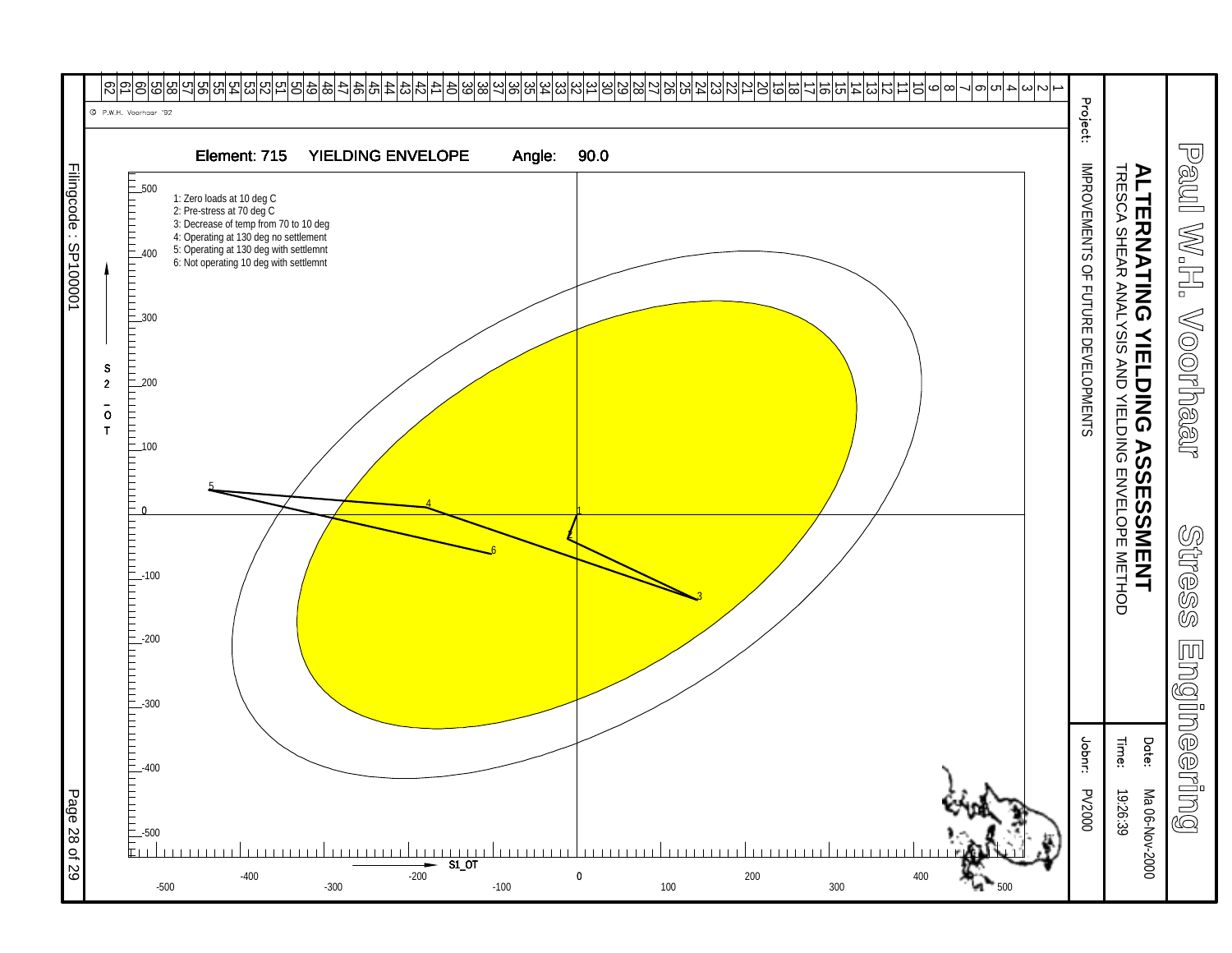# Paul W.H. Voorhaar Stress Engineering

**ALTERNATING YIELDING ASSESSMENT**

TRESCA SHEAR ANALYSIS AND YIELDING ENVELOPE METHOD

Date: Ma 06-Nov-2000

Time: 19:26:39

Project: IMPROVEMENTS OF FUTURE DEVELOPMENTS

Jobnr: PV2000

Filingcode : SP100001

© P.W.H. Voorhaar '92

## Element: 715 YIELDING ENVELOPE Angle: 90.0

1: Zero loads at 10 deg C
2: Pre-stress at 70 deg C
3: Decrease of temp from 70 to 10 deg
4: Operating at 130 deg no settlement
5: Operating at 130 deg with settlemnt
6: Not operating 10 deg with settlemnt

S2_OT (vertical axis: -500 to 500)

S1_OT (horizontal axis: -500 to 500)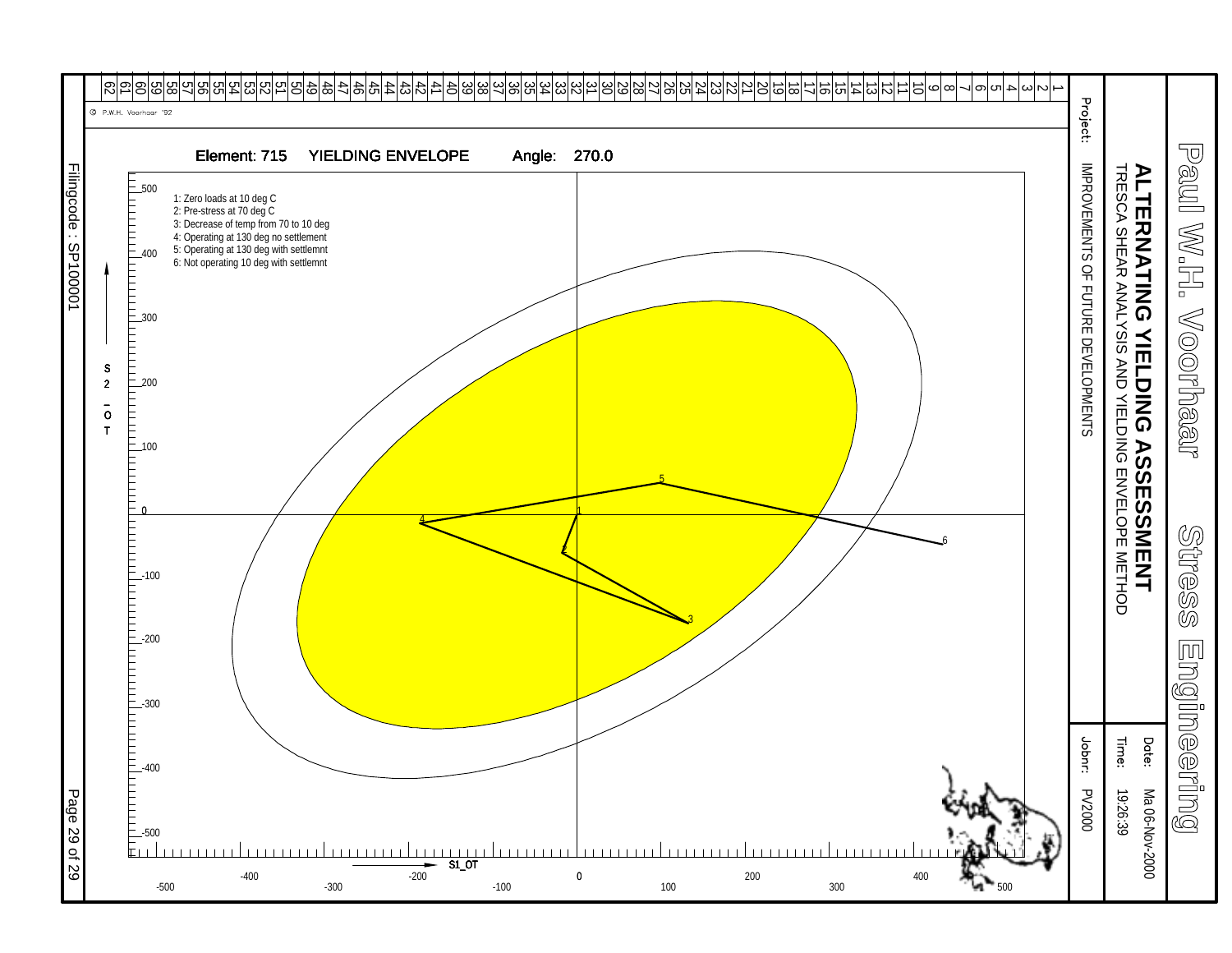# Paul W.H. Voorhaar Stress Engineering

## ALTERNATING YIELDING ASSESSMENT

TRESCA SHEAR ANALYSIS AND YIELDING ENVELOPE METHOD

Project: IMPROVEMENTS OF FUTURE DEVELOPMENTS

Date: Ma 06-Nov-2000

Time: 19:26:39

Jobnr: PV2000

© P.W.H. Voorhaar '92

Element: 715 YIELDING ENVELOPE Angle: 270.0

1: Zero loads at 10 deg C
2: Pre-stress at 70 deg C
3: Decrease of temp from 70 to 10 deg
4: Operating at 130 deg no settlement
5: Operating at 130 deg with settlemnt
6: Not operating 10 deg with settlemnt

S2_OT

S1_OT

500
400
300
200
100
0
-100
-200
-300
-400
-500

-500 -400 -300 -200 -100 0 100 200 300 400 500

1 2 3 4 5 6

Filingcode : SP100001